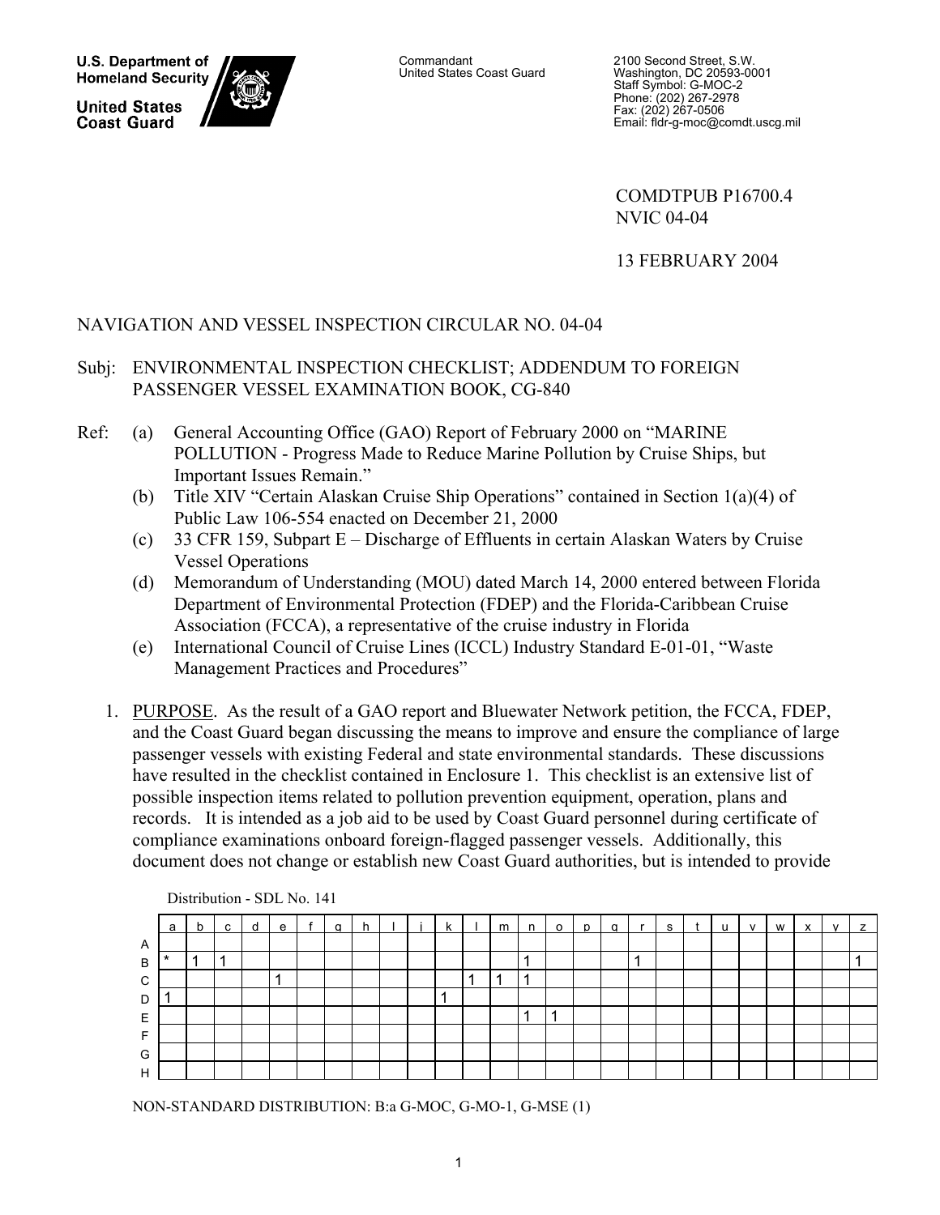U.S. Department of Homeland Security

United States Coast Guard

Commandant
United States Coast Guard

2100 Second Street, S.W.
Washington, DC 20593-0001
Staff Symbol: G-MOC-2
Phone: (202) 267-2978
Fax: (202) 267-0506
Email: fldr-g-moc@comdt.uscg.mil

COMDTPUB P16700.4
NVIC 04-04

13 FEBRUARY 2004

NAVIGATION AND VESSEL INSPECTION CIRCULAR NO. 04-04

Subj: ENVIRONMENTAL INSPECTION CHECKLIST; ADDENDUM TO FOREIGN PASSENGER VESSEL EXAMINATION BOOK, CG-840

Ref:
- (a) General Accounting Office (GAO) Report of February 2000 on "MARINE POLLUTION - Progress Made to Reduce Marine Pollution by Cruise Ships, but Important Issues Remain."
- (b) Title XIV "Certain Alaskan Cruise Ship Operations" contained in Section 1(a)(4) of Public Law 106-554 enacted on December 21, 2000
- (c) 33 CFR 159, Subpart E – Discharge of Effluents in certain Alaskan Waters by Cruise Vessel Operations
- (d) Memorandum of Understanding (MOU) dated March 14, 2000 entered between Florida Department of Environmental Protection (FDEP) and the Florida-Caribbean Cruise Association (FCCA), a representative of the cruise industry in Florida
- (e) International Council of Cruise Lines (ICCL) Industry Standard E-01-01, "Waste Management Practices and Procedures"

1. PURPOSE. As the result of a GAO report and Bluewater Network petition, the FCCA, FDEP, and the Coast Guard began discussing the means to improve and ensure the compliance of large passenger vessels with existing Federal and state environmental standards. These discussions have resulted in the checklist contained in Enclosure 1. This checklist is an extensive list of possible inspection items related to pollution prevention equipment, operation, plans and records. It is intended as a job aid to be used by Coast Guard personnel during certificate of compliance examinations onboard foreign-flagged passenger vessels. Additionally, this document does not change or establish new Coast Guard authorities, but is intended to provide

Distribution - SDL No. 141

| | a | b | c | d | e | f | g | h | i | j | k | l | m | n | o | p | q | r | s | t | u | v | w | x | y | z |
|---|---|---|---|---|---|---|---|---|---|---|---|---|---|---|---|---|---|---|---|---|---|---|---|---|---|---|
| A | | | | | | | | | | | | | | | | | | | | | | | | | | |
| B | * | 1 | 1 | | | | | | | | | | | 1 | | | | 1 | | | | | | | | 1 |
| C | | | | | 1 | | | | | | | 1 | 1 | 1 | | | | | | | | | | | | |
| D | 1 | | | | | | | | | | 1 | | | | | | | | | | | | | | | |
| E | | | | | | | | | | | | | | 1 | 1 | | | | | | | | | | | |
| F | | | | | | | | | | | | | | | | | | | | | | | | | | |
| G | | | | | | | | | | | | | | | | | | | | | | | | | | |
| H | | | | | | | | | | | | | | | | | | | | | | | | | | |

NON-STANDARD DISTRIBUTION: B:a G-MOC, G-MO-1, G-MSE (1)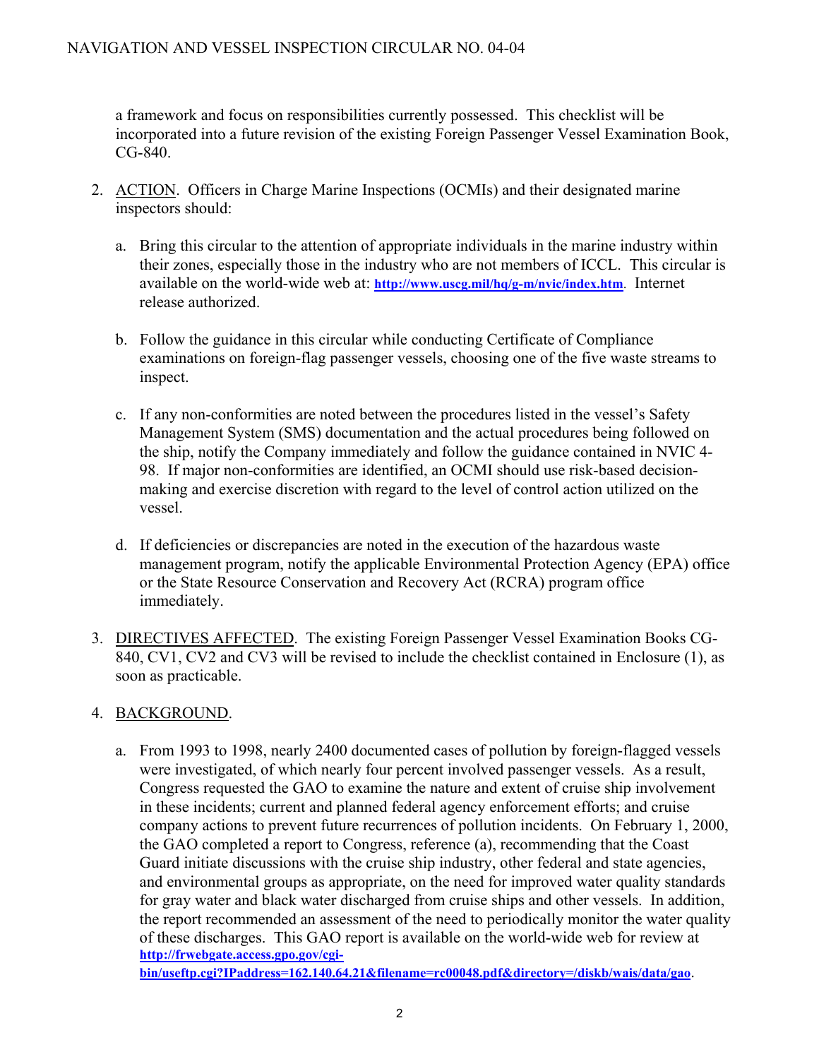a framework and focus on responsibilities currently possessed. This checklist will be incorporated into a future revision of the existing Foreign Passenger Vessel Examination Book, CG-840.

2. ACTION. Officers in Charge Marine Inspections (OCMIs) and their designated marine inspectors should:

   a. Bring this circular to the attention of appropriate individuals in the marine industry within their zones, especially those in the industry who are not members of ICCL. This circular is available on the world-wide web at: **http://www.uscg.mil/hq/g-m/nvic/index.htm**. Internet release authorized.

   b. Follow the guidance in this circular while conducting Certificate of Compliance examinations on foreign-flag passenger vessels, choosing one of the five waste streams to inspect.

   c. If any non-conformities are noted between the procedures listed in the vessel's Safety Management System (SMS) documentation and the actual procedures being followed on the ship, notify the Company immediately and follow the guidance contained in NVIC 4-98. If major non-conformities are identified, an OCMI should use risk-based decision-making and exercise discretion with regard to the level of control action utilized on the vessel.

   d. If deficiencies or discrepancies are noted in the execution of the hazardous waste management program, notify the applicable Environmental Protection Agency (EPA) office or the State Resource Conservation and Recovery Act (RCRA) program office immediately.

3. DIRECTIVES AFFECTED. The existing Foreign Passenger Vessel Examination Books CG-840, CV1, CV2 and CV3 will be revised to include the checklist contained in Enclosure (1), as soon as practicable.

4. BACKGROUND.

   a. From 1993 to 1998, nearly 2400 documented cases of pollution by foreign-flagged vessels were investigated, of which nearly four percent involved passenger vessels. As a result, Congress requested the GAO to examine the nature and extent of cruise ship involvement in these incidents; current and planned federal agency enforcement efforts; and cruise company actions to prevent future recurrences of pollution incidents. On February 1, 2000, the GAO completed a report to Congress, reference (a), recommending that the Coast Guard initiate discussions with the cruise ship industry, other federal and state agencies, and environmental groups as appropriate, on the need for improved water quality standards for gray water and black water discharged from cruise ships and other vessels. In addition, the report recommended an assessment of the need to periodically monitor the water quality of these discharges. This GAO report is available on the world-wide web for review at **http://frwebgate.access.gpo.gov/cgi-bin/useftp.cgi?IPaddress=162.140.64.21&filename=rc00048.pdf&directory=/diskb/wais/data/gao**.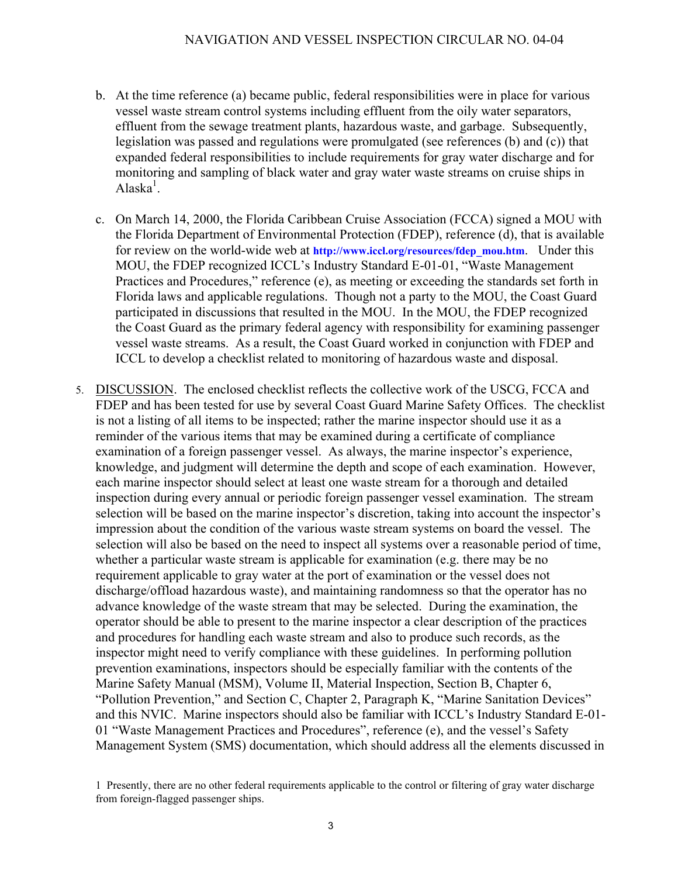b. At the time reference (a) became public, federal responsibilities were in place for various vessel waste stream control systems including effluent from the oily water separators, effluent from the sewage treatment plants, hazardous waste, and garbage. Subsequently, legislation was passed and regulations were promulgated (see references (b) and (c)) that expanded federal responsibilities to include requirements for gray water discharge and for monitoring and sampling of black water and gray water waste streams on cruise ships in Alaska[1].

c. On March 14, 2000, the Florida Caribbean Cruise Association (FCCA) signed a MOU with the Florida Department of Environmental Protection (FDEP), reference (d), that is available for review on the world-wide web at **http://www.iccl.org/resources/fdep_mou.htm**. Under this MOU, the FDEP recognized ICCL's Industry Standard E-01-01, "Waste Management Practices and Procedures," reference (e), as meeting or exceeding the standards set forth in Florida laws and applicable regulations. Though not a party to the MOU, the Coast Guard participated in discussions that resulted in the MOU. In the MOU, the FDEP recognized the Coast Guard as the primary federal agency with responsibility for examining passenger vessel waste streams. As a result, the Coast Guard worked in conjunction with FDEP and ICCL to develop a checklist related to monitoring of hazardous waste and disposal.

5. DISCUSSION. The enclosed checklist reflects the collective work of the USCG, FCCA and FDEP and has been tested for use by several Coast Guard Marine Safety Offices. The checklist is not a listing of all items to be inspected; rather the marine inspector should use it as a reminder of the various items that may be examined during a certificate of compliance examination of a foreign passenger vessel. As always, the marine inspector's experience, knowledge, and judgment will determine the depth and scope of each examination. However, each marine inspector should select at least one waste stream for a thorough and detailed inspection during every annual or periodic foreign passenger vessel examination. The stream selection will be based on the marine inspector's discretion, taking into account the inspector's impression about the condition of the various waste stream systems on board the vessel. The selection will also be based on the need to inspect all systems over a reasonable period of time, whether a particular waste stream is applicable for examination (e.g. there may be no requirement applicable to gray water at the port of examination or the vessel does not discharge/offload hazardous waste), and maintaining randomness so that the operator has no advance knowledge of the waste stream that may be selected. During the examination, the operator should be able to present to the marine inspector a clear description of the practices and procedures for handling each waste stream and also to produce such records, as the inspector might need to verify compliance with these guidelines. In performing pollution prevention examinations, inspectors should be especially familiar with the contents of the Marine Safety Manual (MSM), Volume II, Material Inspection, Section B, Chapter 6, "Pollution Prevention," and Section C, Chapter 2, Paragraph K, "Marine Sanitation Devices" and this NVIC. Marine inspectors should also be familiar with ICCL's Industry Standard E-01-01 "Waste Management Practices and Procedures", reference (e), and the vessel's Safety Management System (SMS) documentation, which should address all the elements discussed in

[1] Presently, there are no other federal requirements applicable to the control or filtering of gray water discharge from foreign-flagged passenger ships.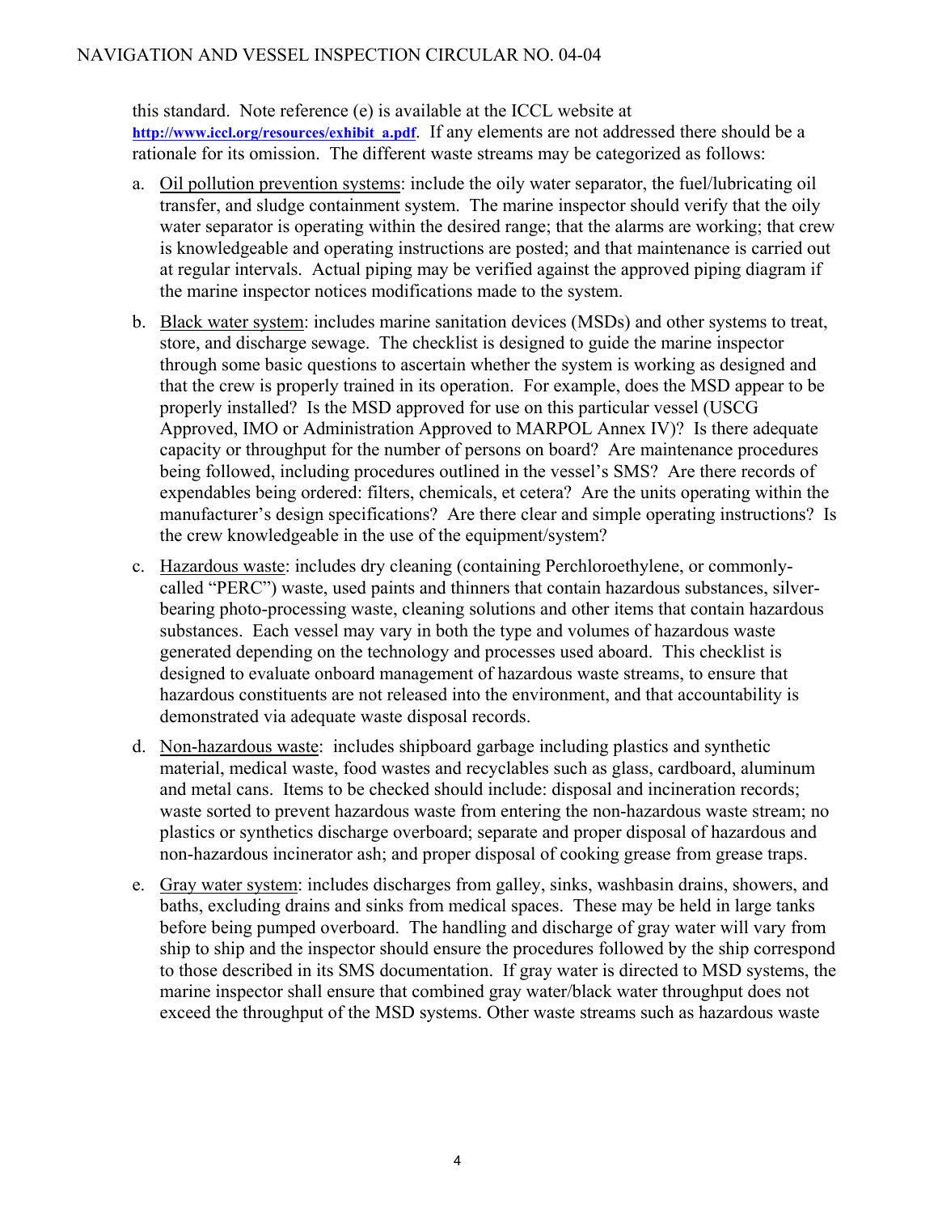this standard. Note reference (e) is available at the ICCL website at **http://www.iccl.org/resources/exhibit_a.pdf**. If any elements are not addressed there should be a rationale for its omission. The different waste streams may be categorized as follows:

a. Oil pollution prevention systems: include the oily water separator, the fuel/lubricating oil transfer, and sludge containment system. The marine inspector should verify that the oily water separator is operating within the desired range; that the alarms are working; that crew is knowledgeable and operating instructions are posted; and that maintenance is carried out at regular intervals. Actual piping may be verified against the approved piping diagram if the marine inspector notices modifications made to the system.

b. Black water system: includes marine sanitation devices (MSDs) and other systems to treat, store, and discharge sewage. The checklist is designed to guide the marine inspector through some basic questions to ascertain whether the system is working as designed and that the crew is properly trained in its operation. For example, does the MSD appear to be properly installed? Is the MSD approved for use on this particular vessel (USCG Approved, IMO or Administration Approved to MARPOL Annex IV)? Is there adequate capacity or throughput for the number of persons on board? Are maintenance procedures being followed, including procedures outlined in the vessel's SMS? Are there records of expendables being ordered: filters, chemicals, et cetera? Are the units operating within the manufacturer's design specifications? Are there clear and simple operating instructions? Is the crew knowledgeable in the use of the equipment/system?

c. Hazardous waste: includes dry cleaning (containing Perchloroethylene, or commonly-called "PERC") waste, used paints and thinners that contain hazardous substances, silver-bearing photo-processing waste, cleaning solutions and other items that contain hazardous substances. Each vessel may vary in both the type and volumes of hazardous waste generated depending on the technology and processes used aboard. This checklist is designed to evaluate onboard management of hazardous waste streams, to ensure that hazardous constituents are not released into the environment, and that accountability is demonstrated via adequate waste disposal records.

d. Non-hazardous waste: includes shipboard garbage including plastics and synthetic material, medical waste, food wastes and recyclables such as glass, cardboard, aluminum and metal cans. Items to be checked should include: disposal and incineration records; waste sorted to prevent hazardous waste from entering the non-hazardous waste stream; no plastics or synthetics discharge overboard; separate and proper disposal of hazardous and non-hazardous incinerator ash; and proper disposal of cooking grease from grease traps.

e. Gray water system: includes discharges from galley, sinks, washbasin drains, showers, and baths, excluding drains and sinks from medical spaces. These may be held in large tanks before being pumped overboard. The handling and discharge of gray water will vary from ship to ship and the inspector should ensure the procedures followed by the ship correspond to those described in its SMS documentation. If gray water is directed to MSD systems, the marine inspector shall ensure that combined gray water/black water throughput does not exceed the throughput of the MSD systems. Other waste streams such as hazardous waste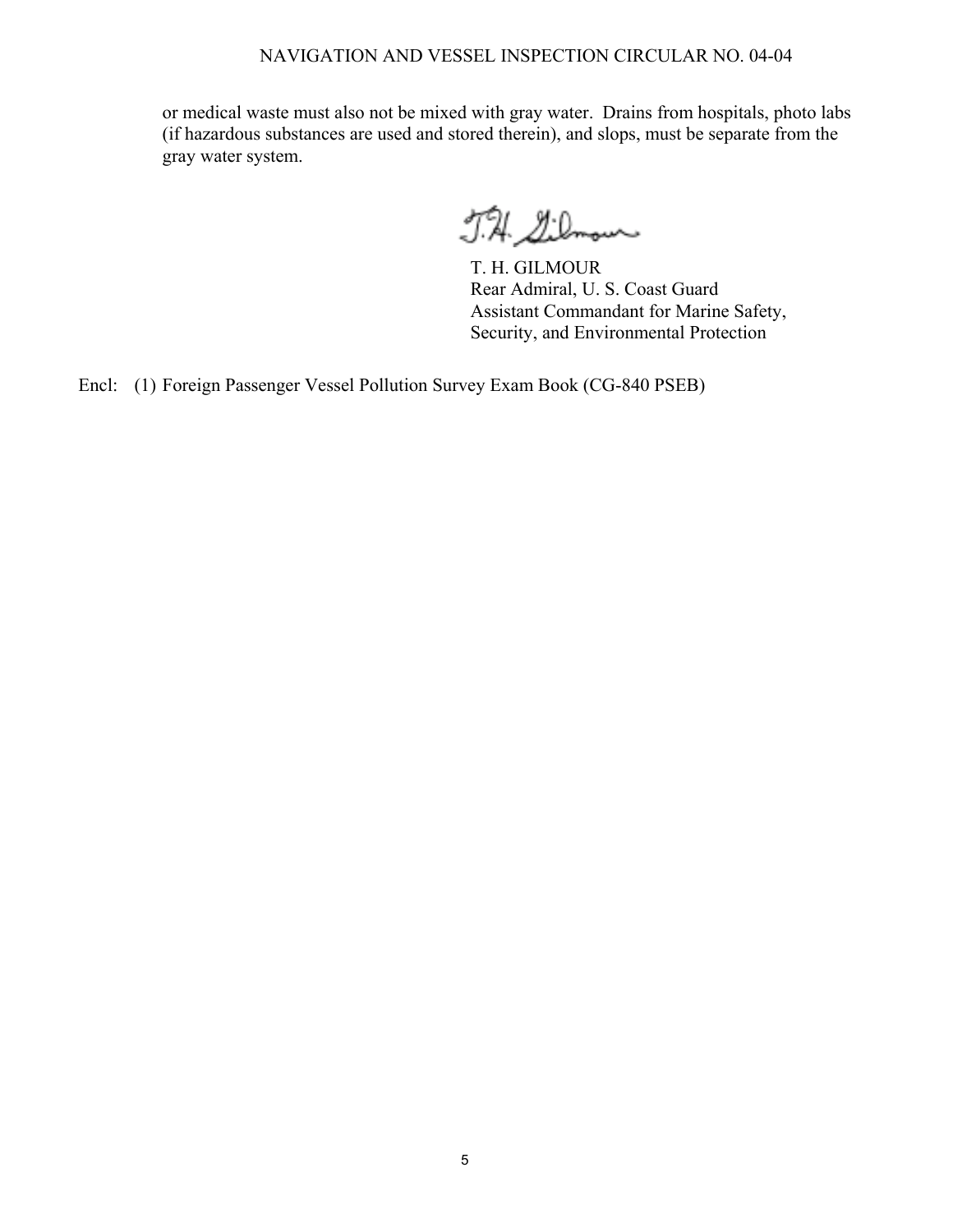or medical waste must also not be mixed with gray water. Drains from hospitals, photo labs (if hazardous substances are used and stored therein), and slops, must be separate from the gray water system.

T. H. GILMOUR
Rear Admiral, U. S. Coast Guard
Assistant Commandant for Marine Safety,
Security, and Environmental Protection

Encl: (1) Foreign Passenger Vessel Pollution Survey Exam Book (CG-840 PSEB)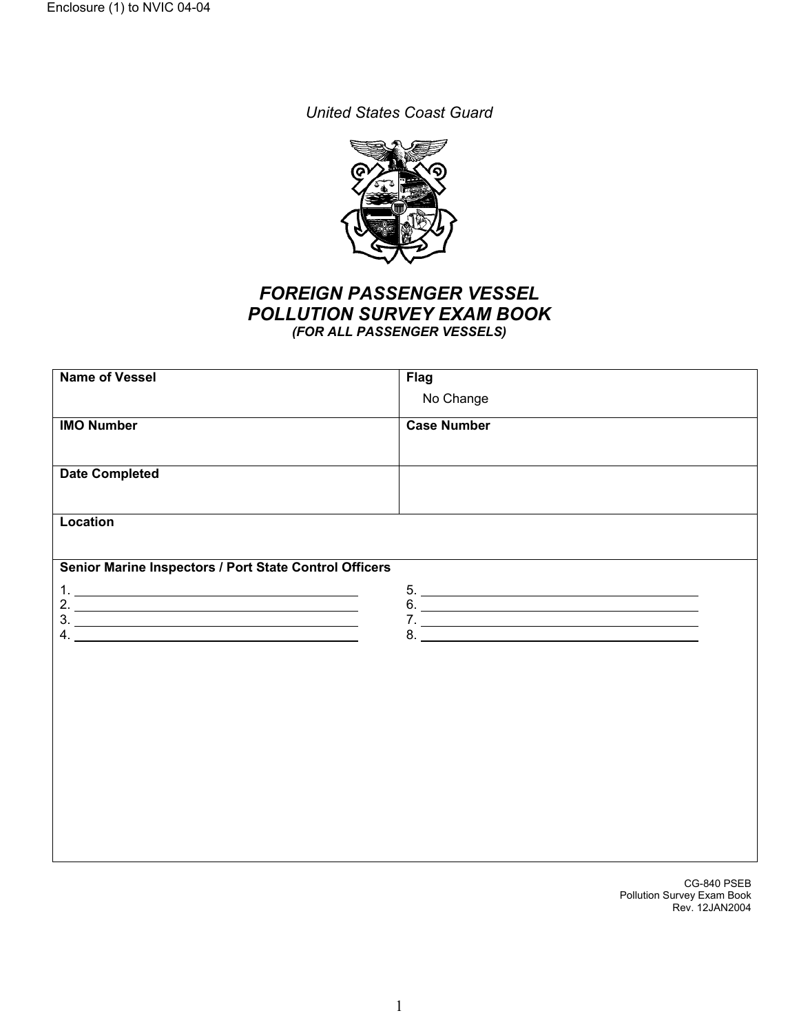Enclosure (1) to NVIC 04-04

*United States Coast Guard*

# *FOREIGN PASSENGER VESSEL POLLUTION SURVEY EXAM BOOK*

***(FOR ALL PASSENGER VESSELS)***

| **Name of Vessel** | **Flag**<br>No Change |
| --- | --- |
| **IMO Number** | **Case Number** |
| **Date Completed** | |
| **Location** | |
| **Senior Marine Inspectors / Port State Control Officers**<br>1. ______<br>2. ______<br>3. ______<br>4. ______ | 5. ______<br>6. ______<br>7. ______<br>8. ______ |

CG-840 PSEB
Pollution Survey Exam Book
Rev. 12JAN2004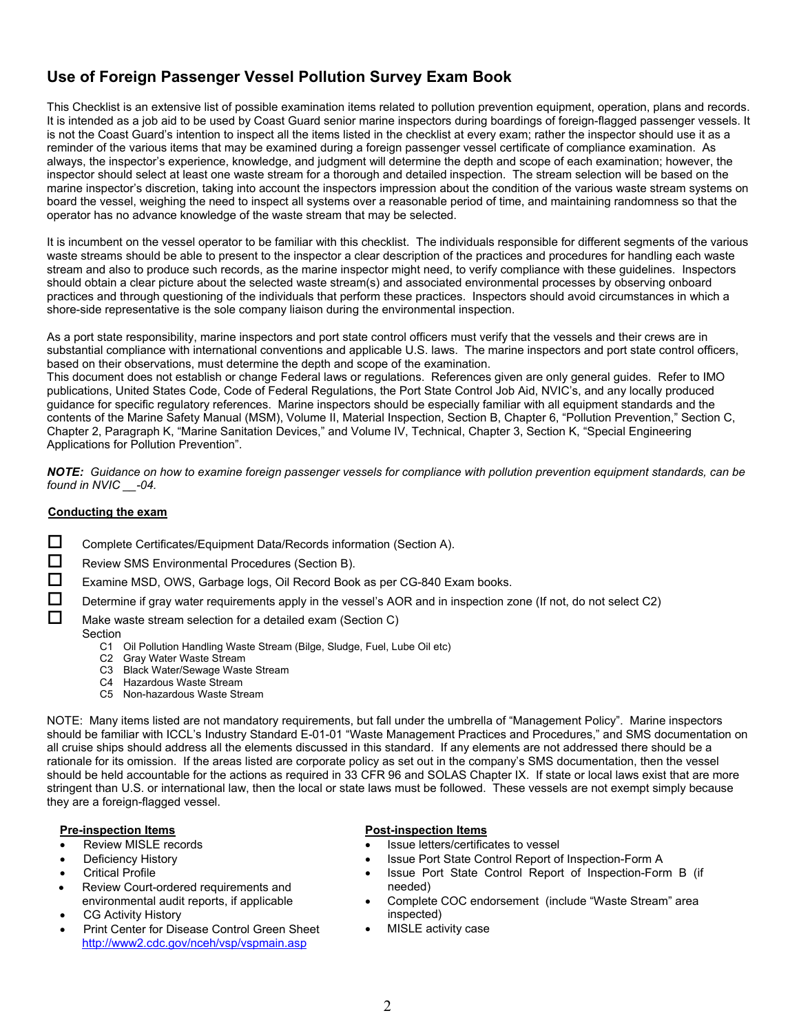## Use of Foreign Passenger Vessel Pollution Survey Exam Book

This Checklist is an extensive list of possible examination items related to pollution prevention equipment, operation, plans and records. It is intended as a job aid to be used by Coast Guard senior marine inspectors during boardings of foreign-flagged passenger vessels. It is not the Coast Guard's intention to inspect all the items listed in the checklist at every exam; rather the inspector should use it as a reminder of the various items that may be examined during a foreign passenger vessel certificate of compliance examination. As always, the inspector's experience, knowledge, and judgment will determine the depth and scope of each examination; however, the inspector should select at least one waste stream for a thorough and detailed inspection. The stream selection will be based on the marine inspector's discretion, taking into account the inspectors impression about the condition of the various waste stream systems on board the vessel, weighing the need to inspect all systems over a reasonable period of time, and maintaining randomness so that the operator has no advance knowledge of the waste stream that may be selected.

It is incumbent on the vessel operator to be familiar with this checklist. The individuals responsible for different segments of the various waste streams should be able to present to the inspector a clear description of the practices and procedures for handling each waste stream and also to produce such records, as the marine inspector might need, to verify compliance with these guidelines. Inspectors should obtain a clear picture about the selected waste stream(s) and associated environmental processes by observing onboard practices and through questioning of the individuals that perform these practices. Inspectors should avoid circumstances in which a shore-side representative is the sole company liaison during the environmental inspection.

As a port state responsibility, marine inspectors and port state control officers must verify that the vessels and their crews are in substantial compliance with international conventions and applicable U.S. laws. The marine inspectors and port state control officers, based on their observations, must determine the depth and scope of the examination.
This document does not establish or change Federal laws or regulations. References given are only general guides. Refer to IMO publications, United States Code, Code of Federal Regulations, the Port State Control Job Aid, NVIC's, and any locally produced guidance for specific regulatory references. Marine inspectors should be especially familiar with all equipment standards and the contents of the Marine Safety Manual (MSM), Volume II, Material Inspection, Section B, Chapter 6, "Pollution Prevention," Section C, Chapter 2, Paragraph K, "Marine Sanitation Devices," and Volume IV, Technical, Chapter 3, Section K, "Special Engineering Applications for Pollution Prevention".

***NOTE:*** *Guidance on how to examine foreign passenger vessels for compliance with pollution prevention equipment standards, can be found in NVIC __-04.*

**Conducting the exam**

- ☐ Complete Certificates/Equipment Data/Records information (Section A).
- ☐ Review SMS Environmental Procedures (Section B).
- ☐ Examine MSD, OWS, Garbage logs, Oil Record Book as per CG-840 Exam books.
- ☐ Determine if gray water requirements apply in the vessel's AOR and in inspection zone (If not, do not select C2)
- ☐ Make waste stream selection for a detailed exam (Section C)

  Section
  - C1 Oil Pollution Handling Waste Stream (Bilge, Sludge, Fuel, Lube Oil etc)
  - C2 Gray Water Waste Stream
  - C3 Black Water/Sewage Waste Stream
  - C4 Hazardous Waste Stream
  - C5 Non-hazardous Waste Stream

NOTE: Many items listed are not mandatory requirements, but fall under the umbrella of "Management Policy". Marine inspectors should be familiar with ICCL's Industry Standard E-01-01 "Waste Management Practices and Procedures," and SMS documentation on all cruise ships should address all the elements discussed in this standard. If any elements are not addressed there should be a rationale for its omission. If the areas listed are corporate policy as set out in the company's SMS documentation, then the vessel should be held accountable for the actions as required in 33 CFR 96 and SOLAS Chapter IX. If state or local laws exist that are more stringent than U.S. or international law, then the local or state laws must be followed. These vessels are not exempt simply because they are a foreign-flagged vessel.

**Pre-inspection Items**

- Review MISLE records
- Deficiency History
- Critical Profile
- Review Court-ordered requirements and environmental audit reports, if applicable
- CG Activity History
- Print Center for Disease Control Green Sheet http://www2.cdc.gov/nceh/vsp/vspmain.asp

**Post-inspection Items**

- Issue letters/certificates to vessel
- Issue Port State Control Report of Inspection-Form A
- Issue Port State Control Report of Inspection-Form B (if needed)
- Complete COC endorsement (include "Waste Stream" area inspected)
- MISLE activity case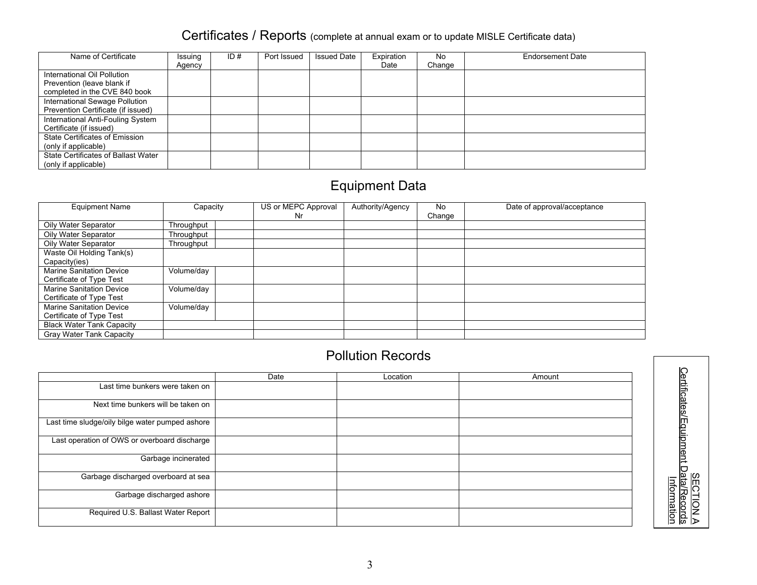## Certificates / Reports (complete at annual exam or to update MISLE Certificate data)

| Name of Certificate | Issuing Agency | ID # | Port Issued | Issued Date | Expiration Date | No Change | Endorsement Date |
|---|---|---|---|---|---|---|---|
| International Oil Pollution Prevention (leave blank if completed in the CVE 840 book | | | | | | | |
| International Sewage Pollution Prevention Certificate (if issued) | | | | | | | |
| International Anti-Fouling System Certificate (if issued) | | | | | | | |
| State Certificates of Emission (only if applicable) | | | | | | | |
| State Certificates of Ballast Water (only if applicable) | | | | | | | |

## Equipment Data

| Equipment Name | Capacity | | US or MEPC Approval Nr | Authority/Agency | No Change | Date of approval/acceptance |
|---|---|---|---|---|---|---|
| Oily Water Separator | Throughput | | | | | |
| Oily Water Separator | Throughput | | | | | |
| Oily Water Separator | Throughput | | | | | |
| Waste Oil Holding Tank(s) Capacity(ies) | | | | | | |
| Marine Sanitation Device Certificate of Type Test | Volume/day | | | | | |
| Marine Sanitation Device Certificate of Type Test | Volume/day | | | | | |
| Marine Sanitation Device Certificate of Type Test | Volume/day | | | | | |
| Black Water Tank Capacity | | | | | | |
| Gray Water Tank Capacity | | | | | | |

## Pollution Records

| | Date | Location | Amount |
|---|---|---|---|
| Last time bunkers were taken on | | | |
| Next time bunkers will be taken on | | | |
| Last time sludge/oily bilge water pumped ashore | | | |
| Last operation of OWS or overboard discharge | | | |
| Garbage incinerated | | | |
| Garbage discharged overboard at sea | | | |
| Garbage discharged ashore | | | |
| Required U.S. Ballast Water Report | | | |

SECTION A
Certificates/Equipment Data/Records Information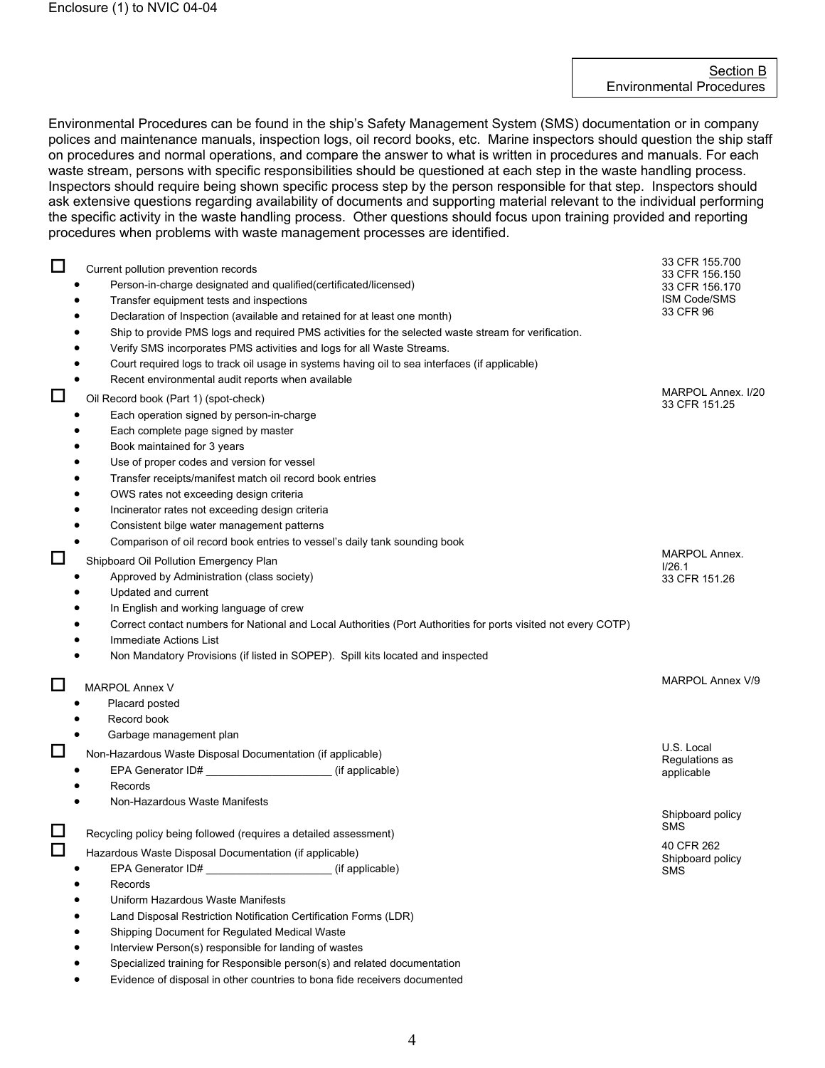## Section B
## Environmental Procedures

Environmental Procedures can be found in the ship's Safety Management System (SMS) documentation or in company polices and maintenance manuals, inspection logs, oil record books, etc. Marine inspectors should question the ship staff on procedures and normal operations, and compare the answer to what is written in procedures and manuals. For each waste stream, persons with specific responsibilities should be questioned at each step in the waste handling process. Inspectors should require being shown specific process step by the person responsible for that step. Inspectors should ask extensive questions regarding availability of documents and supporting material relevant to the individual performing the specific activity in the waste handling process. Other questions should focus upon training provided and reporting procedures when problems with waste management processes are identified.

| Item | Reference |
|---|---|
| ☐ Current pollution prevention records<br>• Person-in-charge designated and qualified(certificated/licensed)<br>• Transfer equipment tests and inspections<br>• Declaration of Inspection (available and retained for at least one month)<br>• Ship to provide PMS logs and required PMS activities for the selected waste stream for verification.<br>• Verify SMS incorporates PMS activities and logs for all Waste Streams.<br>• Court required logs to track oil usage in systems having oil to sea interfaces (if applicable)<br>• Recent environmental audit reports when available | 33 CFR 155.700<br>33 CFR 156.150<br>33 CFR 156.170<br>ISM Code/SMS<br>33 CFR 96 |
| ☐ Oil Record book (Part 1) (spot-check)<br>• Each operation signed by person-in-charge<br>• Each complete page signed by master<br>• Book maintained for 3 years<br>• Use of proper codes and version for vessel<br>• Transfer receipts/manifest match oil record book entries<br>• OWS rates not exceeding design criteria<br>• Incinerator rates not exceeding design criteria<br>• Consistent bilge water management patterns<br>• Comparison of oil record book entries to vessel's daily tank sounding book | MARPOL Annex. I/20<br>33 CFR 151.25 |
| ☐ Shipboard Oil Pollution Emergency Plan<br>• Approved by Administration (class society)<br>• Updated and current<br>• In English and working language of crew<br>• Correct contact numbers for National and Local Authorities (Port Authorities for ports visited not every COTP)<br>• Immediate Actions List<br>• Non Mandatory Provisions (if listed in SOPEP). Spill kits located and inspected | MARPOL Annex. I/26.1<br>33 CFR 151.26 |
| ☐ MARPOL Annex V<br>• Placard posted<br>• Record book<br>• Garbage management plan | MARPOL Annex V/9 |
| ☐ Non-Hazardous Waste Disposal Documentation (if applicable)<br>• EPA Generator ID# ____________________ (if applicable)<br>• Records<br>• Non-Hazardous Waste Manifests | U.S. Local Regulations as applicable |
| ☐ Recycling policy being followed (requires a detailed assessment) | Shipboard policy SMS |
| ☐ Hazardous Waste Disposal Documentation (if applicable)<br>• EPA Generator ID# ____________________ (if applicable)<br>• Records<br>• Uniform Hazardous Waste Manifests<br>• Land Disposal Restriction Notification Certification Forms (LDR)<br>• Shipping Document for Regulated Medical Waste<br>• Interview Person(s) responsible for landing of wastes<br>• Specialized training for Responsible person(s) and related documentation<br>• Evidence of disposal in other countries to bona fide receivers documented | 40 CFR 262<br>Shipboard policy SMS |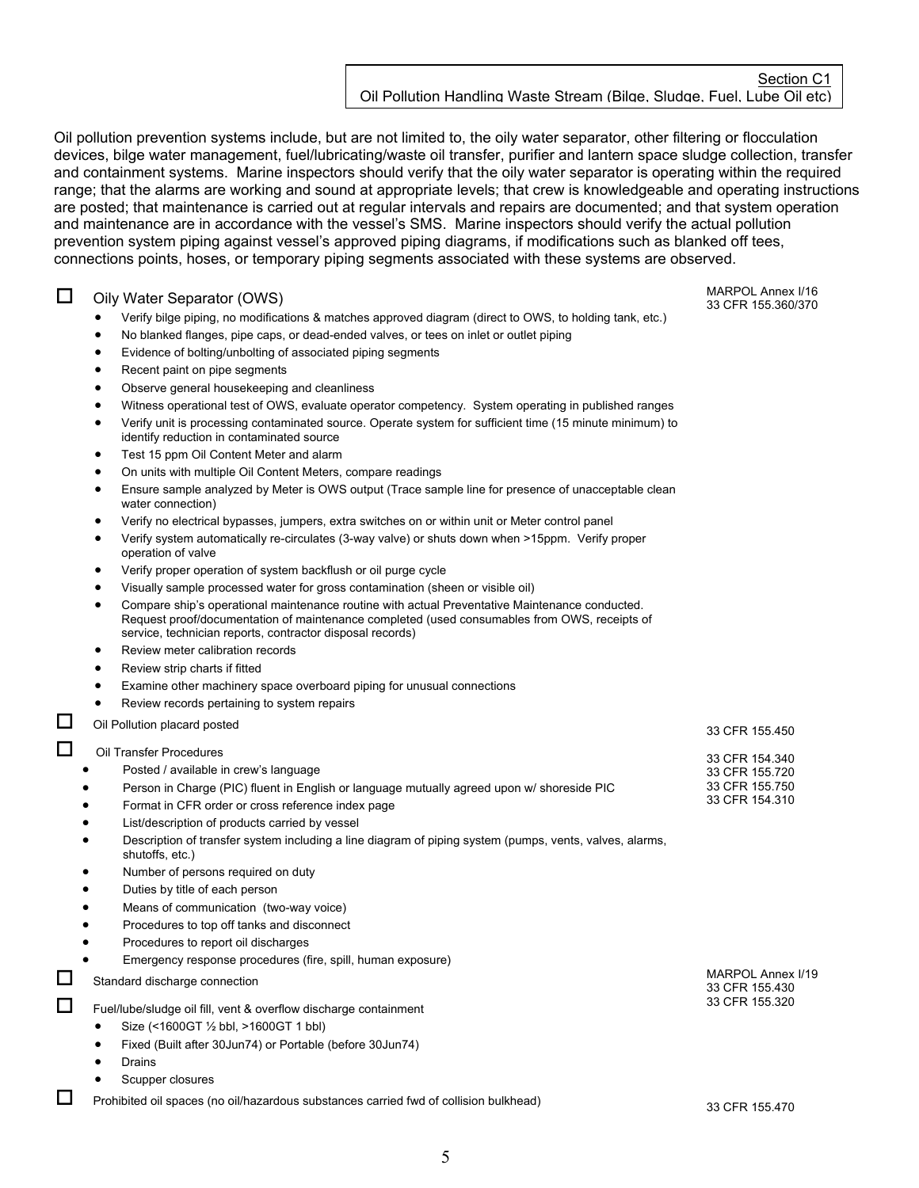Section C1
Oil Pollution Handling Waste Stream (Bilge, Sludge, Fuel, Lube Oil etc)

Oil pollution prevention systems include, but are not limited to, the oily water separator, other filtering or flocculation devices, bilge water management, fuel/lubricating/waste oil transfer, purifier and lantern space sludge collection, transfer and containment systems. Marine inspectors should verify that the oily water separator is operating within the required range; that the alarms are working and sound at appropriate levels; that crew is knowledgeable and operating instructions are posted; that maintenance is carried out at regular intervals and repairs are documented; and that system operation and maintenance are in accordance with the vessel's SMS. Marine inspectors should verify the actual pollution prevention system piping against vessel's approved piping diagrams, if modifications such as blanked off tees, connections points, hoses, or temporary piping segments associated with these systems are observed.

☐ Oily Water Separator (OWS) — MARPOL Annex I/16; 33 CFR 155.360/370

- Verify bilge piping, no modifications & matches approved diagram (direct to OWS, to holding tank, etc.)
- No blanked flanges, pipe caps, or dead-ended valves, or tees on inlet or outlet piping
- Evidence of bolting/unbolting of associated piping segments
- Recent paint on pipe segments
- Observe general housekeeping and cleanliness
- Witness operational test of OWS, evaluate operator competency. System operating in published ranges
- Verify unit is processing contaminated source. Operate system for sufficient time (15 minute minimum) to identify reduction in contaminated source
- Test 15 ppm Oil Content Meter and alarm
- On units with multiple Oil Content Meters, compare readings
- Ensure sample analyzed by Meter is OWS output (Trace sample line for presence of unacceptable clean water connection)
- Verify no electrical bypasses, jumpers, extra switches on or within unit or Meter control panel
- Verify system automatically re-circulates (3-way valve) or shuts down when >15ppm. Verify proper operation of valve
- Verify proper operation of system backflush or oil purge cycle
- Visually sample processed water for gross contamination (sheen or visible oil)
- Compare ship's operational maintenance routine with actual Preventative Maintenance conducted. Request proof/documentation of maintenance completed (used consumables from OWS, receipts of service, technician reports, contractor disposal records)
- Review meter calibration records
- Review strip charts if fitted
- Examine other machinery space overboard piping for unusual connections
- Review records pertaining to system repairs

☐ Oil Pollution placard posted — 33 CFR 155.450

☐ Oil Transfer Procedures — 33 CFR 154.340; 33 CFR 155.720; 33 CFR 155.750; 33 CFR 154.310

- Posted / available in crew's language
- Person in Charge (PIC) fluent in English or language mutually agreed upon w/ shoreside PIC
- Format in CFR order or cross reference index page
- List/description of products carried by vessel
- Description of transfer system including a line diagram of piping system (pumps, vents, valves, alarms, shutoffs, etc.)
- Number of persons required on duty
- Duties by title of each person
- Means of communication (two-way voice)
- Procedures to top off tanks and disconnect
- Procedures to report oil discharges
- Emergency response procedures (fire, spill, human exposure)

☐ Standard discharge connection — MARPOL Annex I/19; 33 CFR 155.430

☐ Fuel/lube/sludge oil fill, vent & overflow discharge containment — 33 CFR 155.320

- Size (<1600GT ½ bbl, >1600GT 1 bbl)
- Fixed (Built after 30Jun74) or Portable (before 30Jun74)
- Drains
- Scupper closures

☐ Prohibited oil spaces (no oil/hazardous substances carried fwd of collision bulkhead) — 33 CFR 155.470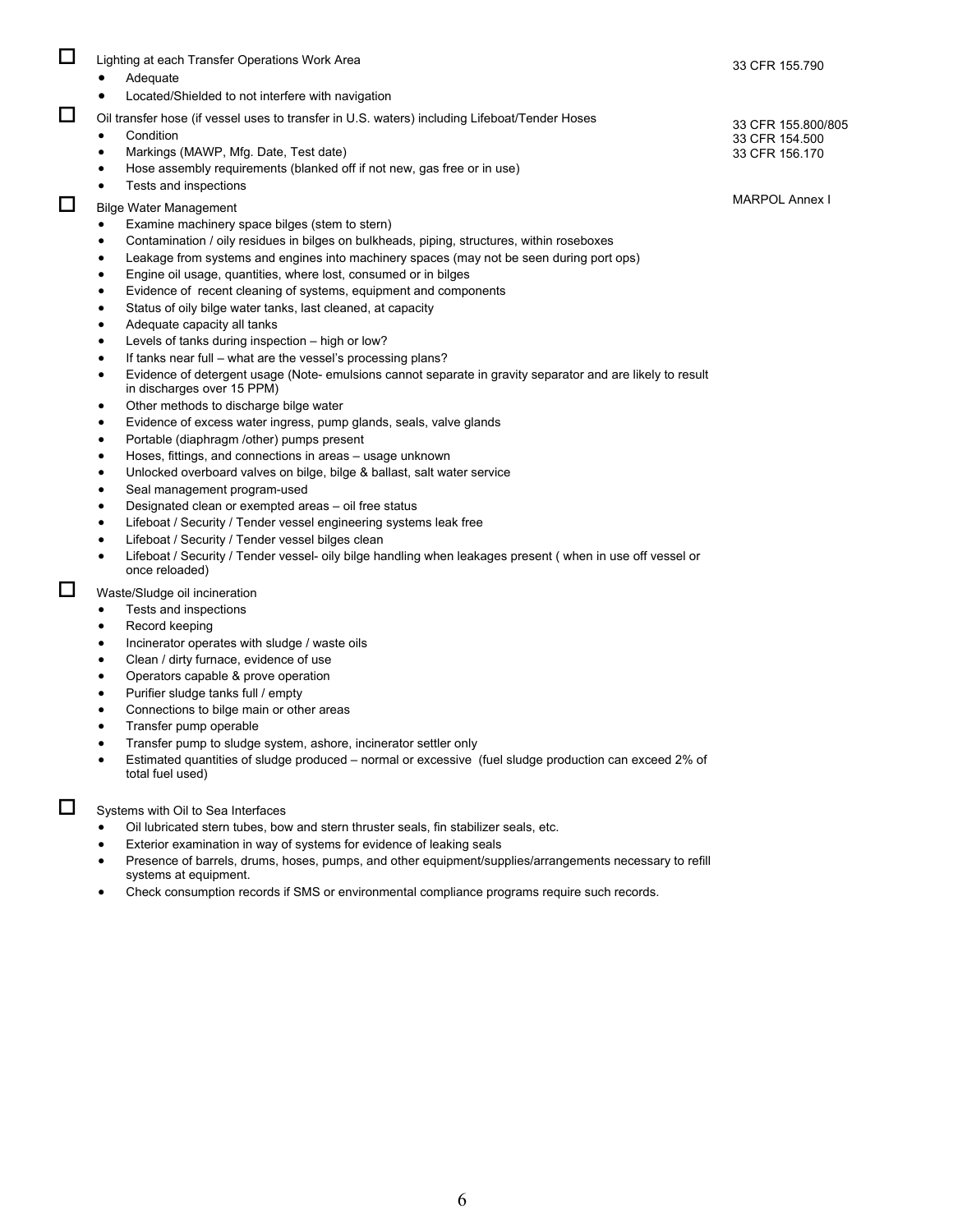- ☐ Lighting at each Transfer Operations Work Area — 33 CFR 155.790
  - Adequate
  - Located/Shielded to not interfere with navigation

- ☐ Oil transfer hose (if vessel uses to transfer in U.S. waters) including Lifeboat/Tender Hoses — 33 CFR 155.800/805; 33 CFR 154.500; 33 CFR 156.170
  - Condition
  - Markings (MAWP, Mfg. Date, Test date)
  - Hose assembly requirements (blanked off if not new, gas free or in use)
  - Tests and inspections

- ☐ Bilge Water Management — MARPOL Annex I
  - Examine machinery space bilges (stem to stern)
  - Contamination / oily residues in bilges on bulkheads, piping, structures, within roseboxes
  - Leakage from systems and engines into machinery spaces (may not be seen during port ops)
  - Engine oil usage, quantities, where lost, consumed or in bilges
  - Evidence of recent cleaning of systems, equipment and components
  - Status of oily bilge water tanks, last cleaned, at capacity
  - Adequate capacity all tanks
  - Levels of tanks during inspection – high or low?
  - If tanks near full – what are the vessel's processing plans?
  - Evidence of detergent usage (Note- emulsions cannot separate in gravity separator and are likely to result in discharges over 15 PPM)
  - Other methods to discharge bilge water
  - Evidence of excess water ingress, pump glands, seals, valve glands
  - Portable (diaphragm /other) pumps present
  - Hoses, fittings, and connections in areas – usage unknown
  - Unlocked overboard valves on bilge, bilge & ballast, salt water service
  - Seal management program-used
  - Designated clean or exempted areas – oil free status
  - Lifeboat / Security / Tender vessel engineering systems leak free
  - Lifeboat / Security / Tender vessel bilges clean
  - Lifeboat / Security / Tender vessel- oily bilge handling when leakages present ( when in use off vessel or once reloaded)

- ☐ Waste/Sludge oil incineration
  - Tests and inspections
  - Record keeping
  - Incinerator operates with sludge / waste oils
  - Clean / dirty furnace, evidence of use
  - Operators capable & prove operation
  - Purifier sludge tanks full / empty
  - Connections to bilge main or other areas
  - Transfer pump operable
  - Transfer pump to sludge system, ashore, incinerator settler only
  - Estimated quantities of sludge produced – normal or excessive (fuel sludge production can exceed 2% of total fuel used)

- ☐ Systems with Oil to Sea Interfaces
  - Oil lubricated stern tubes, bow and stern thruster seals, fin stabilizer seals, etc.
  - Exterior examination in way of systems for evidence of leaking seals
  - Presence of barrels, drums, hoses, pumps, and other equipment/supplies/arrangements necessary to refill systems at equipment.
  - Check consumption records if SMS or environmental compliance programs require such records.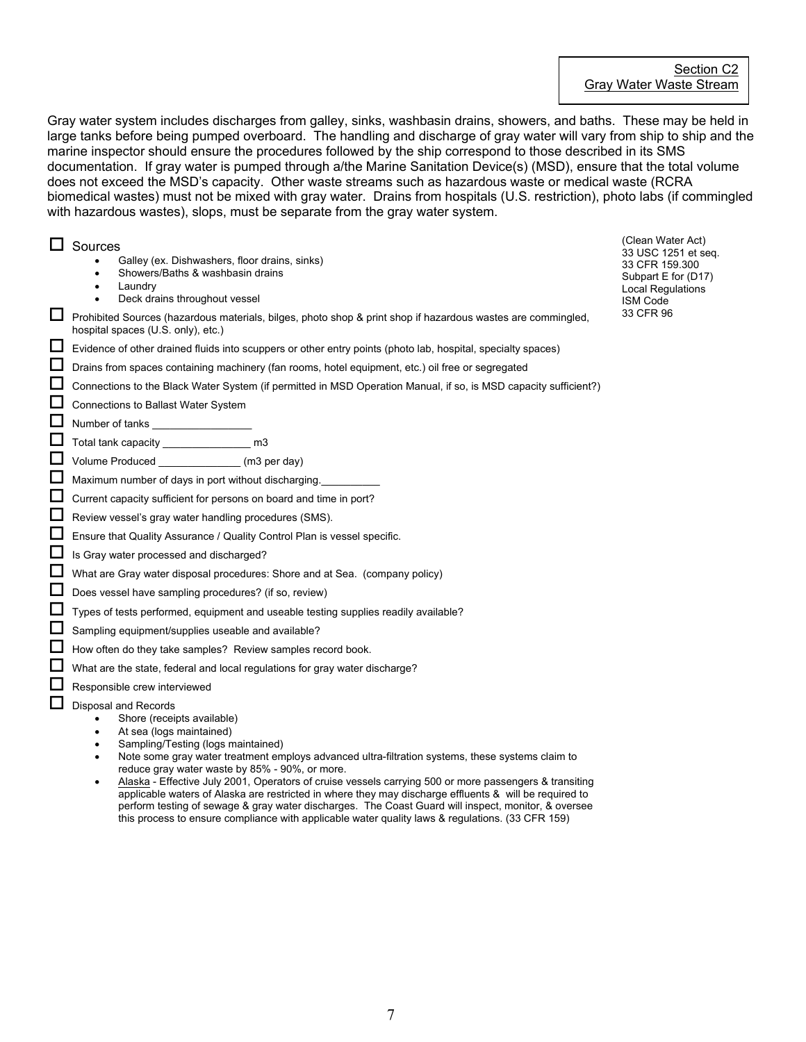Section C2
Gray Water Waste Stream

Gray water system includes discharges from galley, sinks, washbasin drains, showers, and baths. These may be held in large tanks before being pumped overboard. The handling and discharge of gray water will vary from ship to ship and the marine inspector should ensure the procedures followed by the ship correspond to those described in its SMS documentation. If gray water is pumped through a/the Marine Sanitation Device(s) (MSD), ensure that the total volume does not exceed the MSD's capacity. Other waste streams such as hazardous waste or medical waste (RCRA biomedical wastes) must not be mixed with gray water. Drains from hospitals (U.S. restriction), photo labs (if commingled with hazardous wastes), slops, must be separate from the gray water system.

(Clean Water Act)
33 USC 1251 et seq.
33 CFR 159.300
Subpart E for (D17)
Local Regulations
ISM Code
33 CFR 96

- ☐ Sources
  - Galley (ex. Dishwashers, floor drains, sinks)
  - Showers/Baths & washbasin drains
  - Laundry
  - Deck drains throughout vessel
- ☐ Prohibited Sources (hazardous materials, bilges, photo shop & print shop if hazardous wastes are commingled, hospital spaces (U.S. only), etc.)
- ☐ Evidence of other drained fluids into scuppers or other entry points (photo lab, hospital, specialty spaces)
- ☐ Drains from spaces containing machinery (fan rooms, hotel equipment, etc.) oil free or segregated
- ☐ Connections to the Black Water System (if permitted in MSD Operation Manual, if so, is MSD capacity sufficient?)
- ☐ Connections to Ballast Water System
- ☐ Number of tanks \_\_\_\_\_\_\_\_\_\_\_\_\_\_\_\_
- ☐ Total tank capacity \_\_\_\_\_\_\_\_\_\_\_\_\_\_ m3
- ☐ Volume Produced \_\_\_\_\_\_\_\_\_\_\_\_\_ (m3 per day)
- ☐ Maximum number of days in port without discharging.\_\_\_\_\_\_\_\_\_\_
- ☐ Current capacity sufficient for persons on board and time in port?
- ☐ Review vessel's gray water handling procedures (SMS).
- ☐ Ensure that Quality Assurance / Quality Control Plan is vessel specific.
- ☐ Is Gray water processed and discharged?
- ☐ What are Gray water disposal procedures: Shore and at Sea. (company policy)
- ☐ Does vessel have sampling procedures? (if so, review)
- ☐ Types of tests performed, equipment and useable testing supplies readily available?
- ☐ Sampling equipment/supplies useable and available?
- ☐ How often do they take samples? Review samples record book.
- ☐ What are the state, federal and local regulations for gray water discharge?
- ☐ Responsible crew interviewed
- ☐ Disposal and Records
  - Shore (receipts available)
  - At sea (logs maintained)
  - Sampling/Testing (logs maintained)
  - Note some gray water treatment employs advanced ultra-filtration systems, these systems claim to reduce gray water waste by 85% - 90%, or more.
  - Alaska - Effective July 2001, Operators of cruise vessels carrying 500 or more passengers & transiting applicable waters of Alaska are restricted in where they may discharge effluents & will be required to perform testing of sewage & gray water discharges. The Coast Guard will inspect, monitor, & oversee this process to ensure compliance with applicable water quality laws & regulations. (33 CFR 159)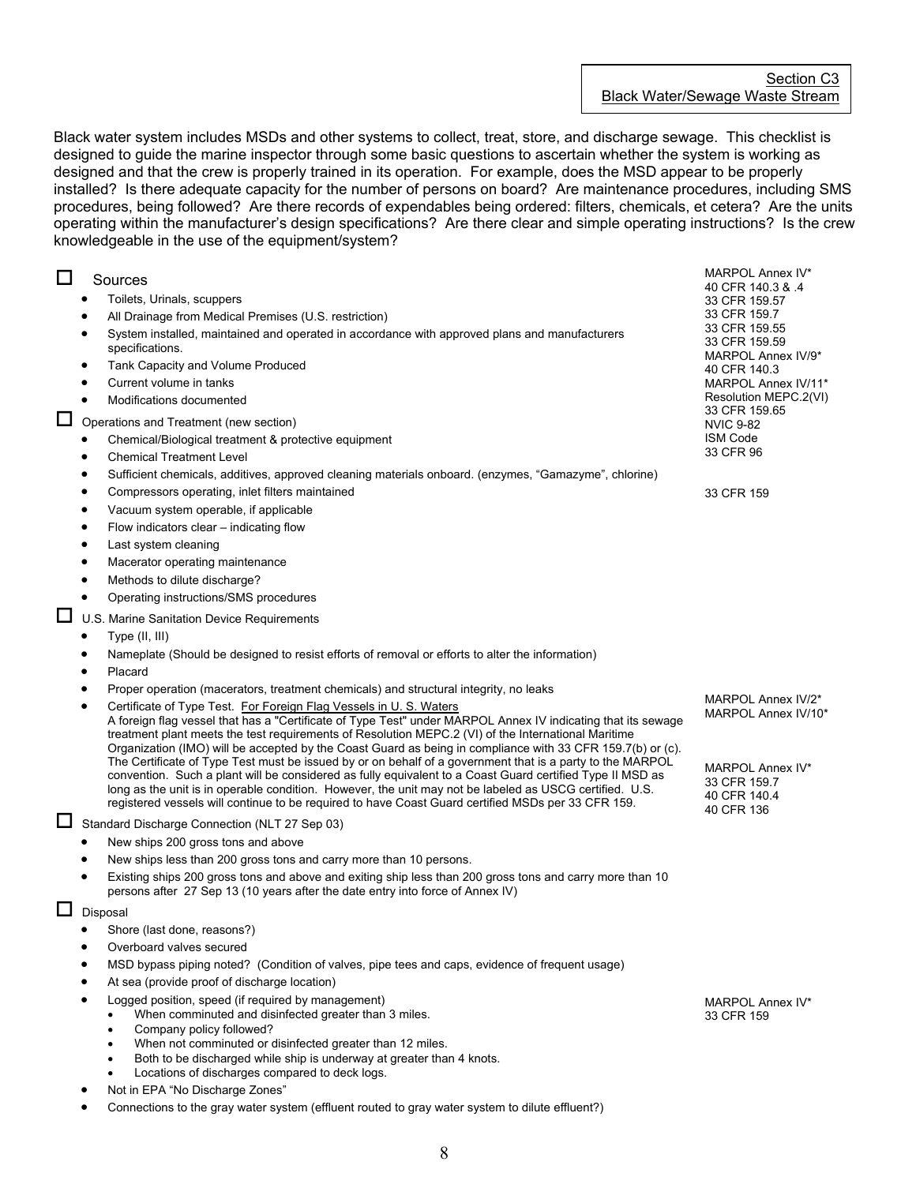Section C3
Black Water/Sewage Waste Stream

Black water system includes MSDs and other systems to collect, treat, store, and discharge sewage. This checklist is designed to guide the marine inspector through some basic questions to ascertain whether the system is working as designed and that the crew is properly trained in its operation. For example, does the MSD appear to be properly installed? Is there adequate capacity for the number of persons on board? Are maintenance procedures, including SMS procedures, being followed? Are there records of expendables being ordered: filters, chemicals, et cetera? Are the units operating within the manufacturer's design specifications? Are there clear and simple operating instructions? Is the crew knowledgeable in the use of the equipment/system?

- ☐ Sources
  - Toilets, Urinals, scuppers
  - All Drainage from Medical Premises (U.S. restriction)
  - System installed, maintained and operated in accordance with approved plans and manufacturers specifications.
  - Tank Capacity and Volume Produced
  - Current volume in tanks
  - Modifications documented
- ☐ Operations and Treatment (new section)
  - Chemical/Biological treatment & protective equipment
  - Chemical Treatment Level
  - Sufficient chemicals, additives, approved cleaning materials onboard. (enzymes, "Gamazyme", chlorine)
  - Compressors operating, inlet filters maintained
  - Vacuum system operable, if applicable
  - Flow indicators clear – indicating flow
  - Last system cleaning
  - Macerator operating maintenance
  - Methods to dilute discharge?
  - Operating instructions/SMS procedures

MARPOL Annex IV*
40 CFR 140.3 & .4
33 CFR 159.57
33 CFR 159.7
33 CFR 159.55
33 CFR 159.59
MARPOL Annex IV/9*
40 CFR 140.3
MARPOL Annex IV/11*
Resolution MEPC.2(VI)
33 CFR 159.65
NVIC 9-82
ISM Code
33 CFR 96

33 CFR 159

- ☐ U.S. Marine Sanitation Device Requirements
  - Type (II, III)
  - Nameplate (Should be designed to resist efforts of removal or efforts to alter the information)
  - Placard
  - Proper operation (macerators, treatment chemicals) and structural integrity, no leaks
  - Certificate of Type Test. <u>For Foreign Flag Vessels in U. S. Waters</u>
    A foreign flag vessel that has a "Certificate of Type Test" under MARPOL Annex IV indicating that its sewage treatment plant meets the test requirements of Resolution MEPC.2 (VI) of the International Maritime Organization (IMO) will be accepted by the Coast Guard as being in compliance with 33 CFR 159.7(b) or (c). The Certificate of Type Test must be issued by or on behalf of a government that is a party to the MARPOL convention. Such a plant will be considered as fully equivalent to a Coast Guard certified Type II MSD as long as the unit is in operable condition. However, the unit may not be labeled as USCG certified. U.S. registered vessels will continue to be required to have Coast Guard certified MSDs per 33 CFR 159.

MARPOL Annex IV/2*
MARPOL Annex IV/10*

MARPOL Annex IV*
33 CFR 159.7
40 CFR 140.4
40 CFR 136

- ☐ Standard Discharge Connection (NLT 27 Sep 03)
  - New ships 200 gross tons and above
  - New ships less than 200 gross tons and carry more than 10 persons.
  - Existing ships 200 gross tons and above and exiting ship less than 200 gross tons and carry more than 10 persons after 27 Sep 13 (10 years after the date entry into force of Annex IV)
- ☐ Disposal
  - Shore (last done, reasons?)
  - Overboard valves secured
  - MSD bypass piping noted? (Condition of valves, pipe tees and caps, evidence of frequent usage)
  - At sea (provide proof of discharge location)
  - Logged position, speed (if required by management)
    - When comminuted and disinfected greater than 3 miles.
    - Company policy followed?
    - When not comminuted or disinfected greater than 12 miles.
    - Both to be discharged while ship is underway at greater than 4 knots.
    - Locations of discharges compared to deck logs.
  - Not in EPA "No Discharge Zones"
  - Connections to the gray water system (effluent routed to gray water system to dilute effluent?)

MARPOL Annex IV*
33 CFR 159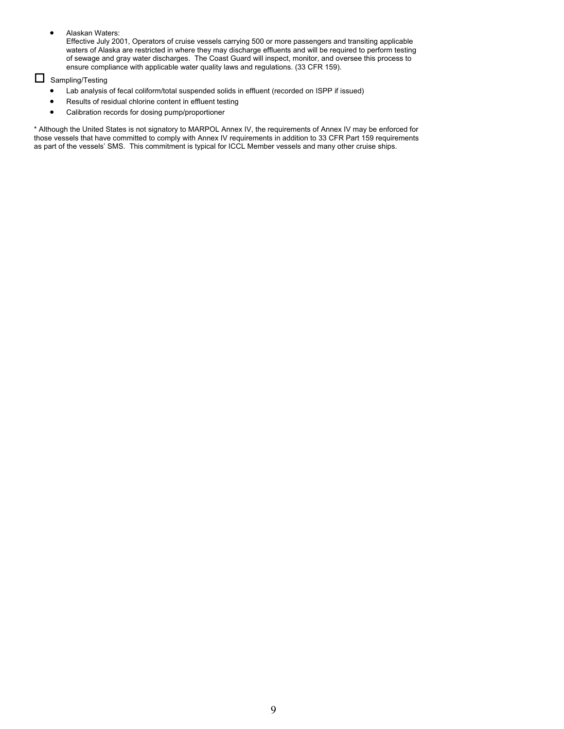- Alaskan Waters:
  Effective July 2001, Operators of cruise vessels carrying 500 or more passengers and transiting applicable waters of Alaska are restricted in where they may discharge effluents and will be required to perform testing of sewage and gray water discharges. The Coast Guard will inspect, monitor, and oversee this process to ensure compliance with applicable water quality laws and regulations. (33 CFR 159).

☐ Sampling/Testing

- Lab analysis of fecal coliform/total suspended solids in effluent (recorded on ISPP if issued)
- Results of residual chlorine content in effluent testing
- Calibration records for dosing pump/proportioner

* Although the United States is not signatory to MARPOL Annex IV, the requirements of Annex IV may be enforced for those vessels that have committed to comply with Annex IV requirements in addition to 33 CFR Part 159 requirements as part of the vessels' SMS. This commitment is typical for ICCL Member vessels and many other cruise ships.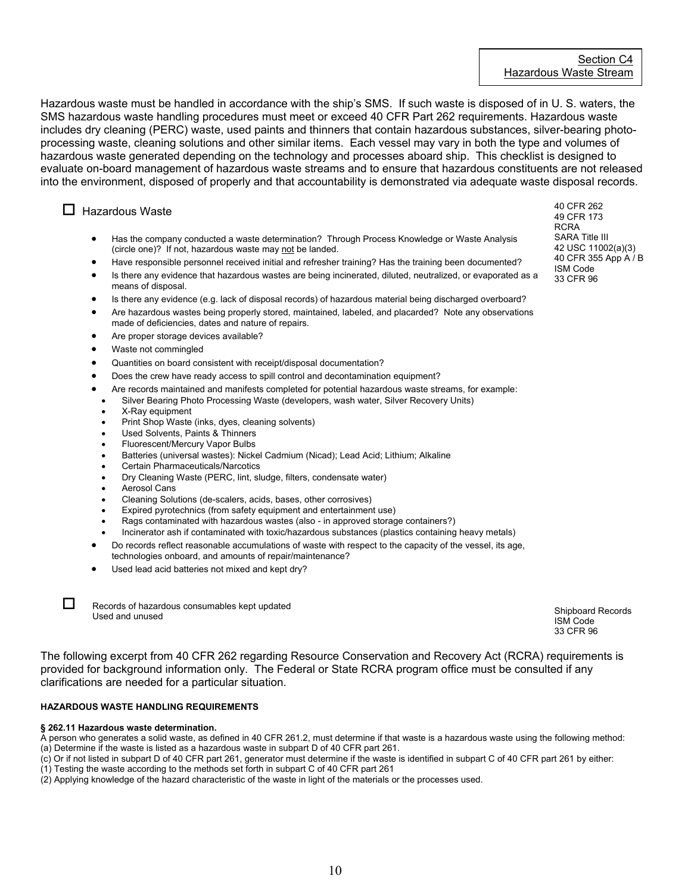Section C4
Hazardous Waste Stream

Hazardous waste must be handled in accordance with the ship's SMS. If such waste is disposed of in U. S. waters, the SMS hazardous waste handling procedures must meet or exceed 40 CFR Part 262 requirements. Hazardous waste includes dry cleaning (PERC) waste, used paints and thinners that contain hazardous substances, silver-bearing photo-processing waste, cleaning solutions and other similar items. Each vessel may vary in both the type and volumes of hazardous waste generated depending on the technology and processes aboard ship. This checklist is designed to evaluate on-board management of hazardous waste streams and to ensure that hazardous constituents are not released into the environment, disposed of properly and that accountability is demonstrated via adequate waste disposal records.

☐ Hazardous Waste

*40 CFR 262; 49 CFR 173; RCRA; SARA Title III; 42 USC 11002(a)(3); 40 CFR 355 App A / B; ISM Code; 33 CFR 96*

- Has the company conducted a waste determination? Through Process Knowledge or Waste Analysis (circle one)? If not, hazardous waste may not be landed.
- Have responsible personnel received initial and refresher training? Has the training been documented?
- Is there any evidence that hazardous wastes are being incinerated, diluted, neutralized, or evaporated as a means of disposal.
- Is there any evidence (e.g. lack of disposal records) of hazardous material being discharged overboard?
- Are hazardous wastes being properly stored, maintained, labeled, and placarded? Note any observations made of deficiencies, dates and nature of repairs.
- Are proper storage devices available?
- Waste not commingled
- Quantities on board consistent with receipt/disposal documentation?
- Does the crew have ready access to spill control and decontamination equipment?
- Are records maintained and manifests completed for potential hazardous waste streams, for example:
  - Silver Bearing Photo Processing Waste (developers, wash water, Silver Recovery Units)
  - X-Ray equipment
  - Print Shop Waste (inks, dyes, cleaning solvents)
  - Used Solvents, Paints & Thinners
  - Fluorescent/Mercury Vapor Bulbs
  - Batteries (universal wastes): Nickel Cadmium (Nicad); Lead Acid; Lithium; Alkaline
  - Certain Pharmaceuticals/Narcotics
  - Dry Cleaning Waste (PERC, lint, sludge, filters, condensate water)
  - Aerosol Cans
  - Cleaning Solutions (de-scalers, acids, bases, other corrosives)
  - Expired pyrotechnics (from safety equipment and entertainment use)
  - Rags contaminated with hazardous wastes (also - in approved storage containers?)
  - Incinerator ash if contaminated with toxic/hazardous substances (plastics containing heavy metals)
- Do records reflect reasonable accumulations of waste with respect to the capacity of the vessel, its age, technologies onboard, and amounts of repair/maintenance?
- Used lead acid batteries not mixed and kept dry?

☐ Records of hazardous consumables kept updated
Used and unused

*Shipboard Records; ISM Code; 33 CFR 96*

The following excerpt from 40 CFR 262 regarding Resource Conservation and Recovery Act (RCRA) requirements is provided for background information only. The Federal or State RCRA program office must be consulted if any clarifications are needed for a particular situation.

#### HAZARDOUS WASTE HANDLING REQUIREMENTS

**§ 262.11 Hazardous waste determination.**

A person who generates a solid waste, as defined in 40 CFR 261.2, must determine if that waste is a hazardous waste using the following method:
(a) Determine if the waste is listed as a hazardous waste in subpart D of 40 CFR part 261.
(c) Or if not listed in subpart D of 40 CFR part 261, generator must determine if the waste is identified in subpart C of 40 CFR part 261 by either:
(1) Testing the waste according to the methods set forth in subpart C of 40 CFR part 261
(2) Applying knowledge of the hazard characteristic of the waste in light of the materials or the processes used.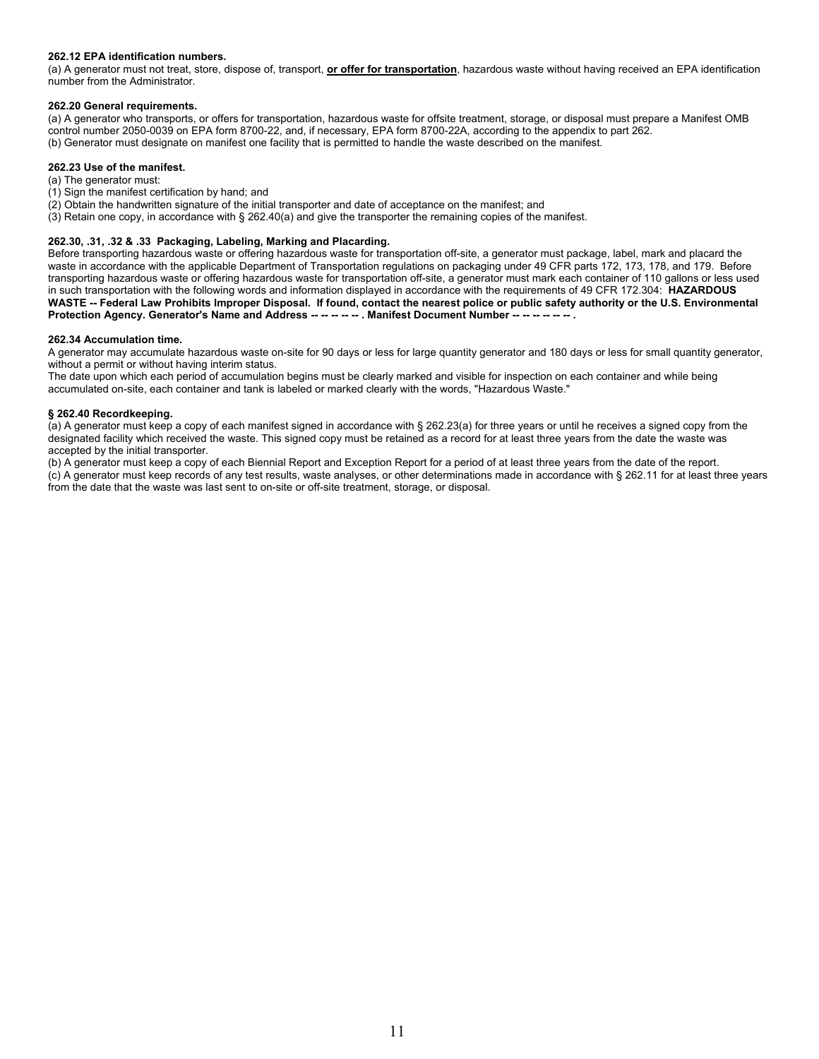**262.12 EPA identification numbers.**
(a) A generator must not treat, store, dispose of, transport, **<u>or offer for transportation</u>**, hazardous waste without having received an EPA identification number from the Administrator.

**262.20 General requirements.**
(a) A generator who transports, or offers for transportation, hazardous waste for offsite treatment, storage, or disposal must prepare a Manifest OMB control number 2050-0039 on EPA form 8700-22, and, if necessary, EPA form 8700-22A, according to the appendix to part 262.
(b) Generator must designate on manifest one facility that is permitted to handle the waste described on the manifest.

**262.23 Use of the manifest.**
(a) The generator must:
(1) Sign the manifest certification by hand; and
(2) Obtain the handwritten signature of the initial transporter and date of acceptance on the manifest; and
(3) Retain one copy, in accordance with § 262.40(a) and give the transporter the remaining copies of the manifest.

**262.30, .31, .32 & .33 Packaging, Labeling, Marking and Placarding.**
Before transporting hazardous waste or offering hazardous waste for transportation off-site, a generator must package, label, mark and placard the waste in accordance with the applicable Department of Transportation regulations on packaging under 49 CFR parts 172, 173, 178, and 179. Before transporting hazardous waste or offering hazardous waste for transportation off-site, a generator must mark each container of 110 gallons or less used in such transportation with the following words and information displayed in accordance with the requirements of 49 CFR 172.304: **HAZARDOUS WASTE -- Federal Law Prohibits Improper Disposal. If found, contact the nearest police or public safety authority or the U.S. Environmental Protection Agency. Generator's Name and Address -- -- -- -- -- . Manifest Document Number -- -- -- -- -- .**

**262.34 Accumulation time.**
A generator may accumulate hazardous waste on-site for 90 days or less for large quantity generator and 180 days or less for small quantity generator, without a permit or without having interim status.
The date upon which each period of accumulation begins must be clearly marked and visible for inspection on each container and while being accumulated on-site, each container and tank is labeled or marked clearly with the words, "Hazardous Waste."

**§ 262.40 Recordkeeping.**
(a) A generator must keep a copy of each manifest signed in accordance with § 262.23(a) for three years or until he receives a signed copy from the designated facility which received the waste. This signed copy must be retained as a record for at least three years from the date the waste was accepted by the initial transporter.
(b) A generator must keep a copy of each Biennial Report and Exception Report for a period of at least three years from the date of the report.
(c) A generator must keep records of any test results, waste analyses, or other determinations made in accordance with § 262.11 for at least three years from the date that the waste was last sent to on-site or off-site treatment, storage, or disposal.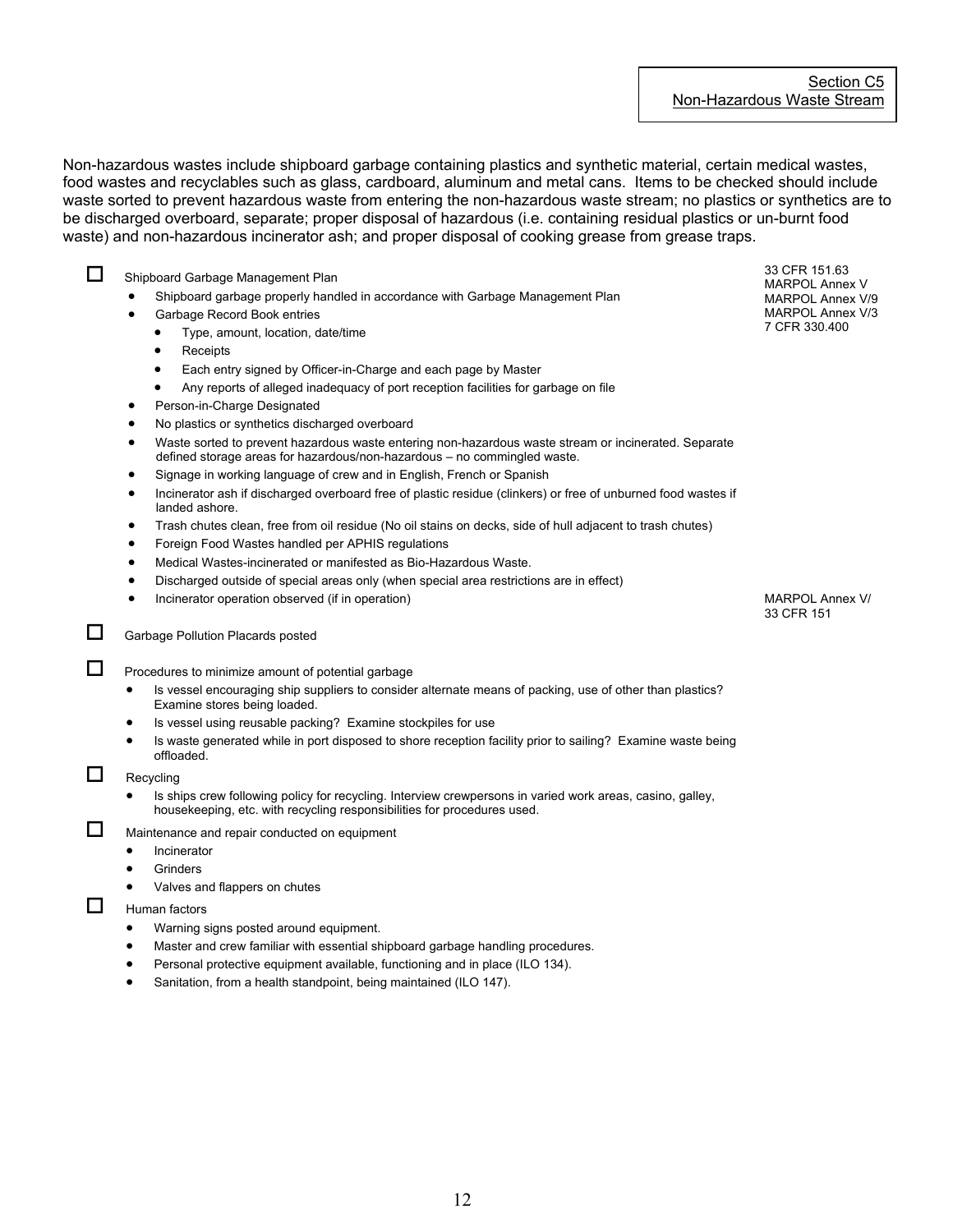## Section C5
## Non-Hazardous Waste Stream

Non-hazardous wastes include shipboard garbage containing plastics and synthetic material, certain medical wastes, food wastes and recyclables such as glass, cardboard, aluminum and metal cans. Items to be checked should include waste sorted to prevent hazardous waste from entering the non-hazardous waste stream; no plastics or synthetics are to be discharged overboard, separate; proper disposal of hazardous (i.e. containing residual plastics or un-burnt food waste) and non-hazardous incinerator ash; and proper disposal of cooking grease from grease traps.

- ☐ Shipboard Garbage Management Plan *(33 CFR 151.63; MARPOL Annex V; MARPOL Annex V/9; MARPOL Annex V/3; 7 CFR 330.400)*
  - Shipboard garbage properly handled in accordance with Garbage Management Plan
  - Garbage Record Book entries
    - Type, amount, location, date/time
    - Receipts
    - Each entry signed by Officer-in-Charge and each page by Master
    - Any reports of alleged inadequacy of port reception facilities for garbage on file
  - Person-in-Charge Designated
  - No plastics or synthetics discharged overboard
  - Waste sorted to prevent hazardous waste entering non-hazardous waste stream or incinerated. Separate defined storage areas for hazardous/non-hazardous – no commingled waste.
  - Signage in working language of crew and in English, French or Spanish
  - Incinerator ash if discharged overboard free of plastic residue (clinkers) or free of unburned food wastes if landed ashore.
  - Trash chutes clean, free from oil residue (No oil stains on decks, side of hull adjacent to trash chutes)
  - Foreign Food Wastes handled per APHIS regulations
  - Medical Wastes-incinerated or manifested as Bio-Hazardous Waste.
  - Discharged outside of special areas only (when special area restrictions are in effect)
  - Incinerator operation observed (if in operation)
- ☐ Garbage Pollution Placards posted *(MARPOL Annex V/ 33 CFR 151)*
- ☐ Procedures to minimize amount of potential garbage
  - Is vessel encouraging ship suppliers to consider alternate means of packing, use of other than plastics? Examine stores being loaded.
  - Is vessel using reusable packing? Examine stockpiles for use
  - Is waste generated while in port disposed to shore reception facility prior to sailing? Examine waste being offloaded.
- ☐ Recycling
  - Is ships crew following policy for recycling. Interview crewpersons in varied work areas, casino, galley, housekeeping, etc. with recycling responsibilities for procedures used.
- ☐ Maintenance and repair conducted on equipment
  - Incinerator
  - Grinders
  - Valves and flappers on chutes
- ☐ Human factors
  - Warning signs posted around equipment.
  - Master and crew familiar with essential shipboard garbage handling procedures.
  - Personal protective equipment available, functioning and in place (ILO 134).
  - Sanitation, from a health standpoint, being maintained (ILO 147).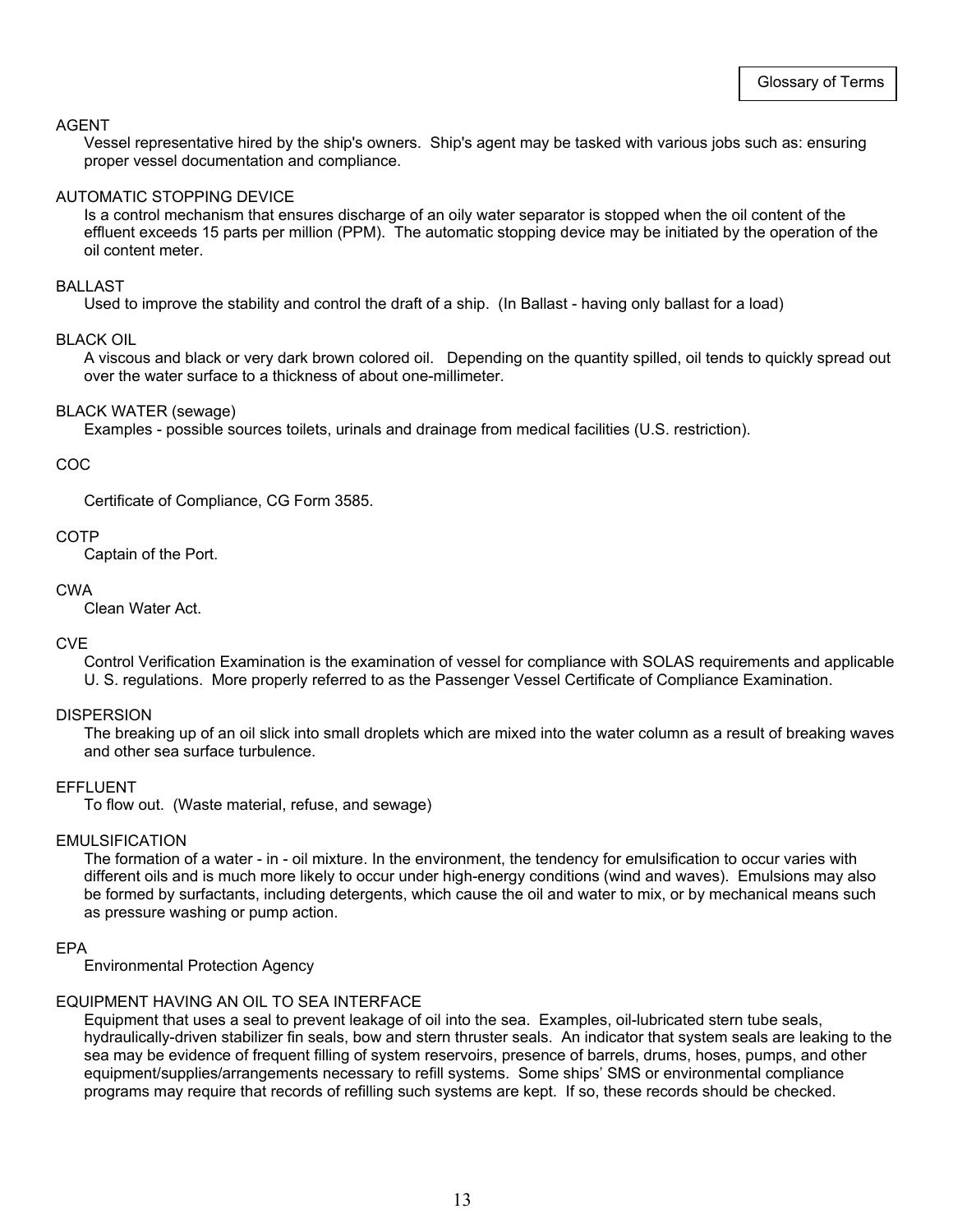## Glossary of Terms

**AGENT**

Vessel representative hired by the ship's owners. Ship's agent may be tasked with various jobs such as: ensuring proper vessel documentation and compliance.

**AUTOMATIC STOPPING DEVICE**

Is a control mechanism that ensures discharge of an oily water separator is stopped when the oil content of the effluent exceeds 15 parts per million (PPM). The automatic stopping device may be initiated by the operation of the oil content meter.

**BALLAST**

Used to improve the stability and control the draft of a ship. (In Ballast - having only ballast for a load)

**BLACK OIL**

A viscous and black or very dark brown colored oil. Depending on the quantity spilled, oil tends to quickly spread out over the water surface to a thickness of about one-millimeter.

**BLACK WATER (sewage)**

Examples - possible sources toilets, urinals and drainage from medical facilities (U.S. restriction).

**COC**

Certificate of Compliance, CG Form 3585.

**COTP**

Captain of the Port.

**CWA**

Clean Water Act.

**CVE**

Control Verification Examination is the examination of vessel for compliance with SOLAS requirements and applicable U. S. regulations. More properly referred to as the Passenger Vessel Certificate of Compliance Examination.

**DISPERSION**

The breaking up of an oil slick into small droplets which are mixed into the water column as a result of breaking waves and other sea surface turbulence.

**EFFLUENT**

To flow out. (Waste material, refuse, and sewage)

**EMULSIFICATION**

The formation of a water - in - oil mixture. In the environment, the tendency for emulsification to occur varies with different oils and is much more likely to occur under high-energy conditions (wind and waves). Emulsions may also be formed by surfactants, including detergents, which cause the oil and water to mix, or by mechanical means such as pressure washing or pump action.

**EPA**

Environmental Protection Agency

**EQUIPMENT HAVING AN OIL TO SEA INTERFACE**

Equipment that uses a seal to prevent leakage of oil into the sea. Examples, oil-lubricated stern tube seals, hydraulically-driven stabilizer fin seals, bow and stern thruster seals. An indicator that system seals are leaking to the sea may be evidence of frequent filling of system reservoirs, presence of barrels, drums, hoses, pumps, and other equipment/supplies/arrangements necessary to refill systems. Some ships' SMS or environmental compliance programs may require that records of refilling such systems are kept. If so, these records should be checked.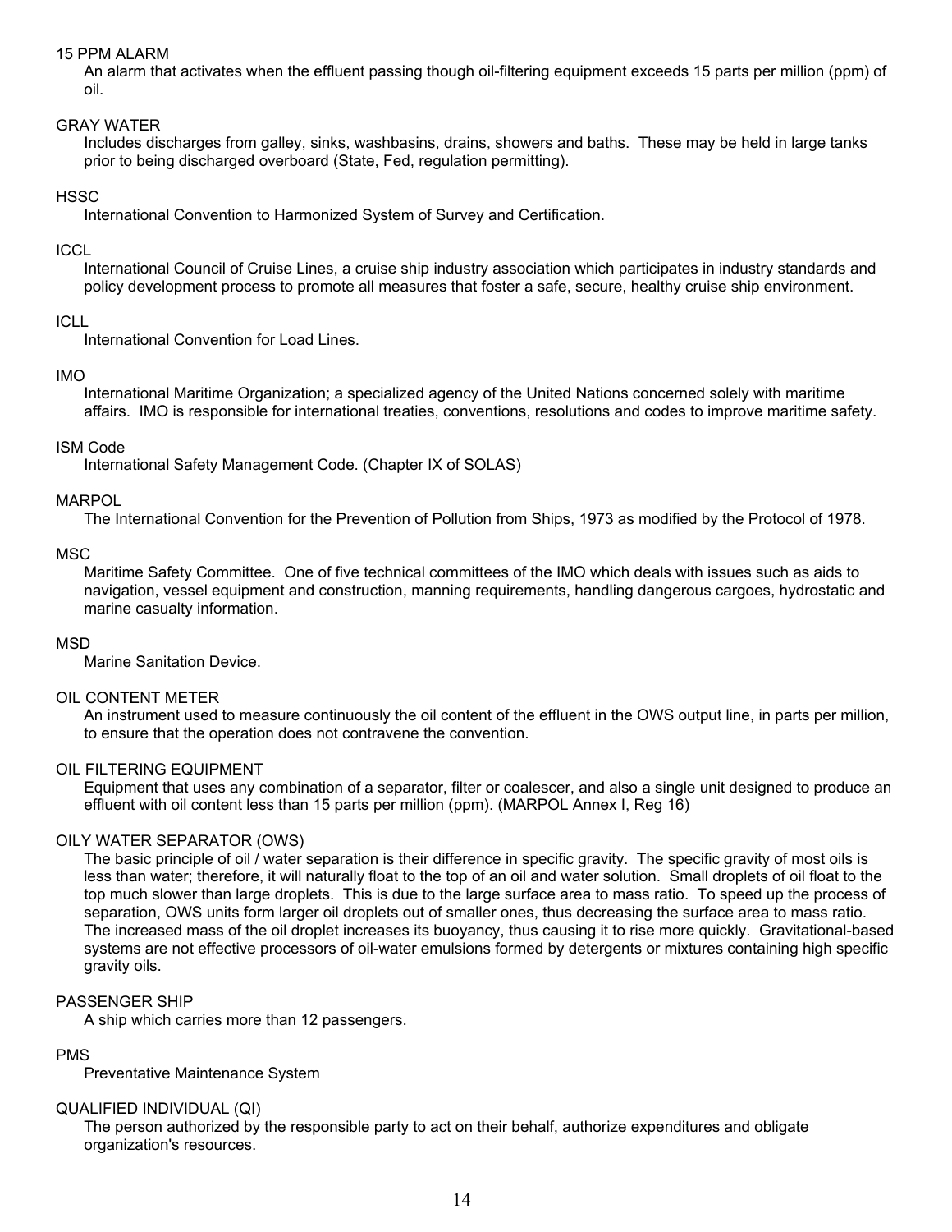15 PPM ALARM

An alarm that activates when the effluent passing though oil-filtering equipment exceeds 15 parts per million (ppm) of oil.

GRAY WATER

Includes discharges from galley, sinks, washbasins, drains, showers and baths. These may be held in large tanks prior to being discharged overboard (State, Fed, regulation permitting).

HSSC

International Convention to Harmonized System of Survey and Certification.

ICCL

International Council of Cruise Lines, a cruise ship industry association which participates in industry standards and policy development process to promote all measures that foster a safe, secure, healthy cruise ship environment.

ICLL

International Convention for Load Lines.

IMO

International Maritime Organization; a specialized agency of the United Nations concerned solely with maritime affairs. IMO is responsible for international treaties, conventions, resolutions and codes to improve maritime safety.

ISM Code

International Safety Management Code. (Chapter IX of SOLAS)

MARPOL

The International Convention for the Prevention of Pollution from Ships, 1973 as modified by the Protocol of 1978.

MSC

Maritime Safety Committee. One of five technical committees of the IMO which deals with issues such as aids to navigation, vessel equipment and construction, manning requirements, handling dangerous cargoes, hydrostatic and marine casualty information.

MSD

Marine Sanitation Device.

OIL CONTENT METER

An instrument used to measure continuously the oil content of the effluent in the OWS output line, in parts per million, to ensure that the operation does not contravene the convention.

OIL FILTERING EQUIPMENT

Equipment that uses any combination of a separator, filter or coalescer, and also a single unit designed to produce an effluent with oil content less than 15 parts per million (ppm). (MARPOL Annex I, Reg 16)

OILY WATER SEPARATOR (OWS)

The basic principle of oil / water separation is their difference in specific gravity. The specific gravity of most oils is less than water; therefore, it will naturally float to the top of an oil and water solution. Small droplets of oil float to the top much slower than large droplets. This is due to the large surface area to mass ratio. To speed up the process of separation, OWS units form larger oil droplets out of smaller ones, thus decreasing the surface area to mass ratio. The increased mass of the oil droplet increases its buoyancy, thus causing it to rise more quickly. Gravitational-based systems are not effective processors of oil-water emulsions formed by detergents or mixtures containing high specific gravity oils.

PASSENGER SHIP

A ship which carries more than 12 passengers.

PMS

Preventative Maintenance System

QUALIFIED INDIVIDUAL (QI)

The person authorized by the responsible party to act on their behalf, authorize expenditures and obligate organization's resources.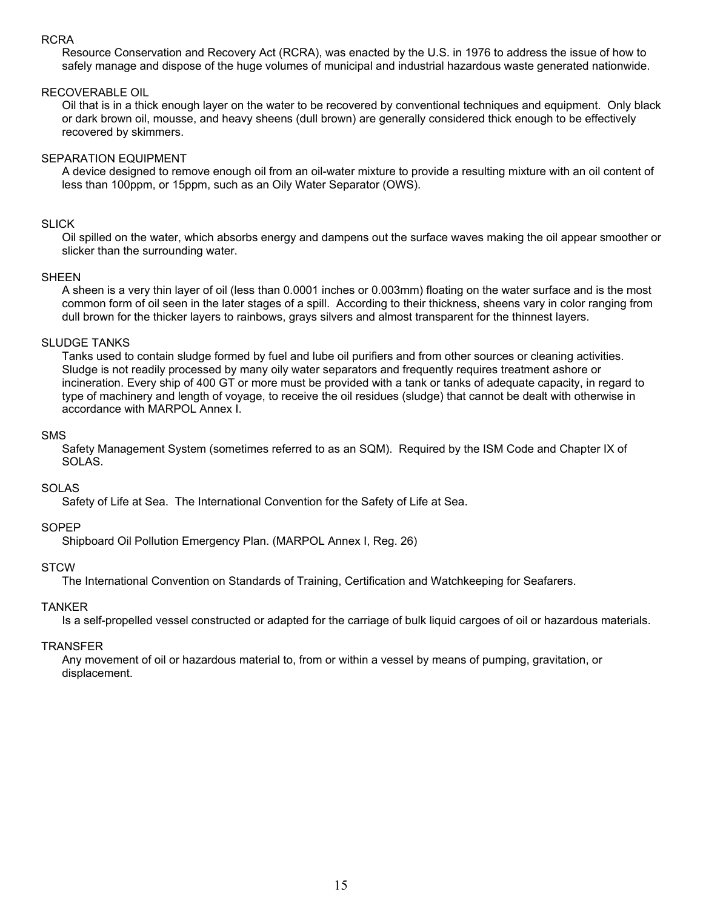RCRA

Resource Conservation and Recovery Act (RCRA), was enacted by the U.S. in 1976 to address the issue of how to safely manage and dispose of the huge volumes of municipal and industrial hazardous waste generated nationwide.

RECOVERABLE OIL

Oil that is in a thick enough layer on the water to be recovered by conventional techniques and equipment. Only black or dark brown oil, mousse, and heavy sheens (dull brown) are generally considered thick enough to be effectively recovered by skimmers.

SEPARATION EQUIPMENT

A device designed to remove enough oil from an oil-water mixture to provide a resulting mixture with an oil content of less than 100ppm, or 15ppm, such as an Oily Water Separator (OWS).

SLICK

Oil spilled on the water, which absorbs energy and dampens out the surface waves making the oil appear smoother or slicker than the surrounding water.

SHEEN

A sheen is a very thin layer of oil (less than 0.0001 inches or 0.003mm) floating on the water surface and is the most common form of oil seen in the later stages of a spill. According to their thickness, sheens vary in color ranging from dull brown for the thicker layers to rainbows, grays silvers and almost transparent for the thinnest layers.

SLUDGE TANKS

Tanks used to contain sludge formed by fuel and lube oil purifiers and from other sources or cleaning activities. Sludge is not readily processed by many oily water separators and frequently requires treatment ashore or incineration. Every ship of 400 GT or more must be provided with a tank or tanks of adequate capacity, in regard to type of machinery and length of voyage, to receive the oil residues (sludge) that cannot be dealt with otherwise in accordance with MARPOL Annex I.

SMS

Safety Management System (sometimes referred to as an SQM). Required by the ISM Code and Chapter IX of SOLAS.

SOLAS

Safety of Life at Sea. The International Convention for the Safety of Life at Sea.

SOPEP

Shipboard Oil Pollution Emergency Plan. (MARPOL Annex I, Reg. 26)

STCW

The International Convention on Standards of Training, Certification and Watchkeeping for Seafarers.

TANKER

Is a self-propelled vessel constructed or adapted for the carriage of bulk liquid cargoes of oil or hazardous materials.

TRANSFER

Any movement of oil or hazardous material to, from or within a vessel by means of pumping, gravitation, or displacement.